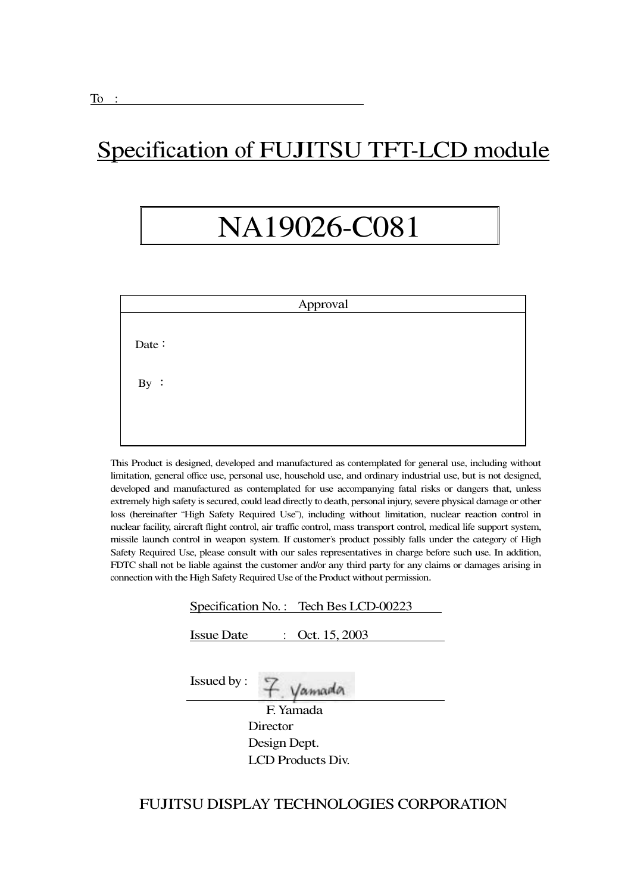To :

# Specification of FUJITSU TFT-LCD module

# NA19026-C081

| Approval |
| --- |
| Date： |
| By ： |

This Product is designed, developed and manufactured as contemplated for general use, including without limitation, general office use, personal use, household use, and ordinary industrial use, but is not designed, developed and manufactured as contemplated for use accompanying fatal risks or dangers that, unless extremely high safety is secured, could lead directly to death, personal injury, severe physical damage or other loss (hereinafter "High Safety Required Use"), including without limitation, nuclear reaction control in nuclear facility, aircraft flight control, air traffic control, mass transport control, medical life support system, missile launch control in weapon system. If customer's product possibly falls under the category of High Safety Required Use, please consult with our sales representatives in charge before such use. In addition, FDTC shall not be liable against the customer and/or any third party for any claims or damages arising in connection with the High Safety Required Use of the Product without permission.

Specification No. : Tech Bes LCD-00223

Issue Date : Oct. 15, 2003

Issued by : F. Yamada

F. Yamada
Director
Design Dept.
LCD Products Div.

FUJITSU DISPLAY TECHNOLOGIES CORPORATION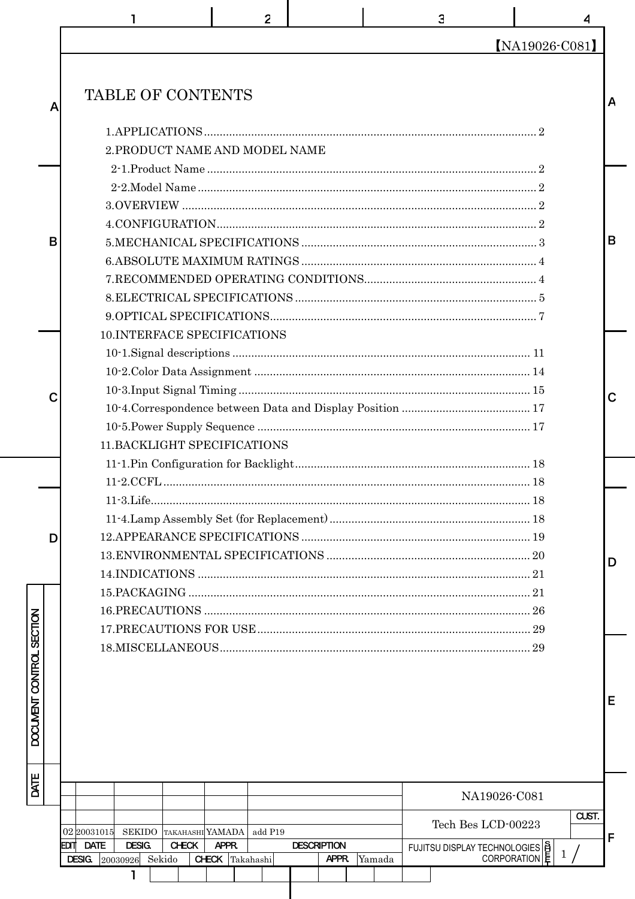【NA19026-C081】

# TABLE OF CONTENTS

1.APPLICATIONS ........................................ 2
2.PRODUCT NAME AND MODEL NAME
  2-1.Product Name ........................................ 2
  2-2.Model Name ........................................ 2
3.OVERVIEW ........................................ 2
4.CONFIGURATION ........................................ 2
5.MECHANICAL SPECIFICATIONS ........................................ 3
6.ABSOLUTE MAXIMUM RATINGS ........................................ 4
7.RECOMMENDED OPERATING CONDITIONS ........................................ 4
8.ELECTRICAL SPECIFICATIONS ........................................ 5
9.OPTICAL SPECIFICATIONS ........................................ 7
10.INTERFACE SPECIFICATIONS
  10-1.Signal descriptions ........................................ 11
  10-2.Color Data Assignment ........................................ 14
  10-3.Input Signal Timing ........................................ 15
  10-4.Correspondence between Data and Display Position ........................................ 17
  10-5.Power Supply Sequence ........................................ 17
11.BACKLIGHT SPECIFICATIONS
  11-1.Pin Configuration for Backlight ........................................ 18
  11-2.CCFL ........................................ 18
  11-3.Life ........................................ 18
  11-4.Lamp Assembly Set (for Replacement) ........................................ 18
12.APPEARANCE SPECIFICATIONS ........................................ 19
13.ENVIRONMENTAL SPECIFICATIONS ........................................ 20
14.INDICATIONS ........................................ 21
15.PACKAGING ........................................ 21
16.PRECAUTIONS ........................................ 26
17.PRECAUTIONS FOR USE ........................................ 29
18.MISCELLANEOUS ........................................ 29

| EDIT | DATE | DESIG. | CHECK | APPR. | DESCRIPTION |
|---|---|---|---|---|---|
| 02 | 20031015 | SEKIDO | TAKAHASHI | YAMADA | add P19 |

| DESIG. | 20030926 | Sekido | CHECK | Takahashi | APPR. | Yamada |
|---|---|---|---|---|---|---|

NA19026-C081

Tech Bes LCD-00223

FUJITSU DISPLAY TECHNOLOGIES CORPORATION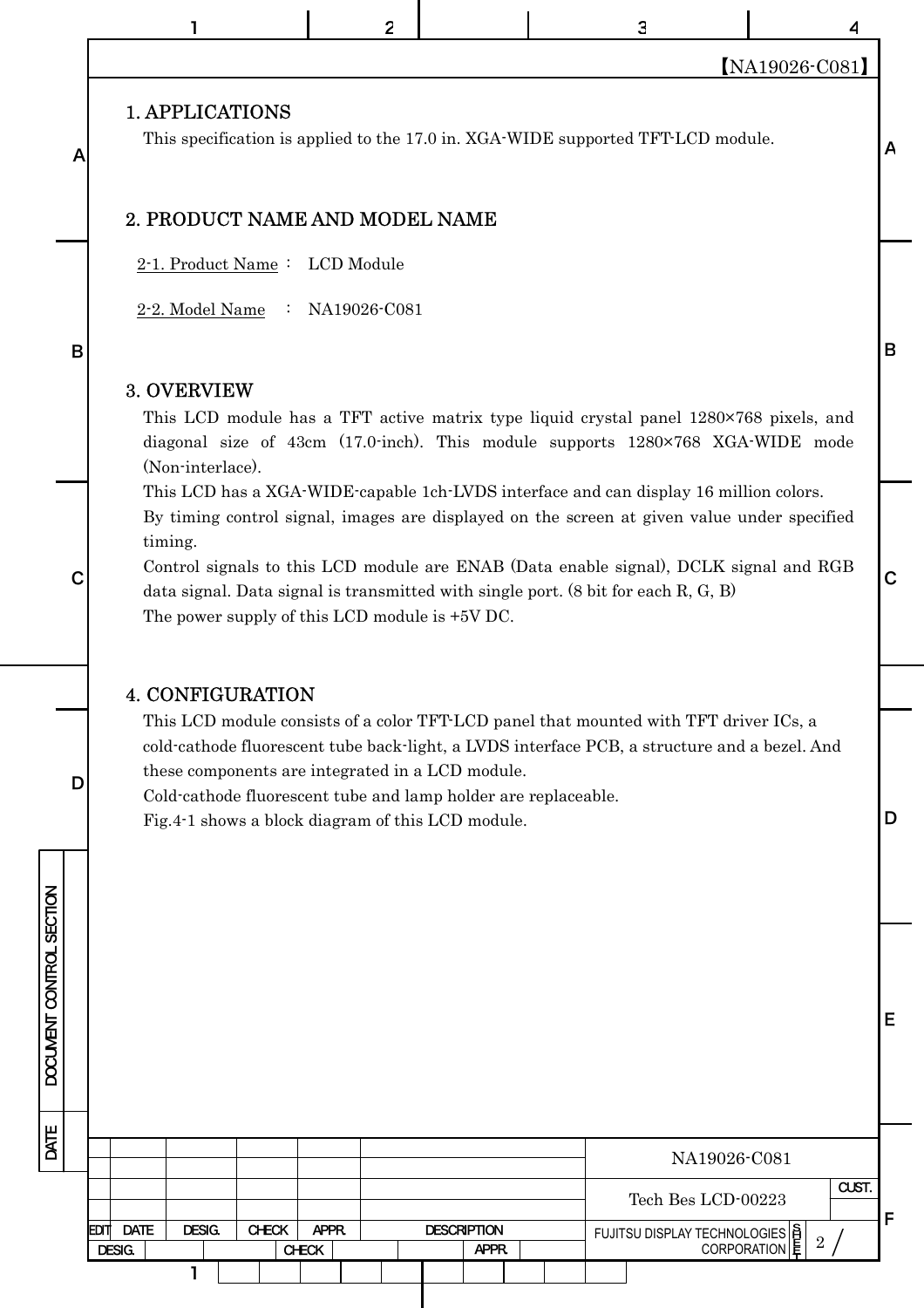## 1. APPLICATIONS

This specification is applied to the 17.0 in. XGA-WIDE supported TFT-LCD module.

## 2. PRODUCT NAME AND MODEL NAME

2-1. Product Name ： LCD Module

2-2. Model Name ： NA19026-C081

## 3. OVERVIEW

This LCD module has a TFT active matrix type liquid crystal panel 1280×768 pixels, and diagonal size of 43cm (17.0-inch). This module supports 1280×768 XGA-WIDE mode (Non-interlace).

This LCD has a XGA-WIDE-capable 1ch-LVDS interface and can display 16 million colors.

By timing control signal, images are displayed on the screen at given value under specified timing.

Control signals to this LCD module are ENAB (Data enable signal), DCLK signal and RGB data signal. Data signal is transmitted with single port. (8 bit for each R, G, B)

The power supply of this LCD module is +5V DC.

## 4. CONFIGURATION

This LCD module consists of a color TFT-LCD panel that mounted with TFT driver ICs, a cold-cathode fluorescent tube back-light, a LVDS interface PCB, a structure and a bezel. And these components are integrated in a LCD module.

Cold-cathode fluorescent tube and lamp holder are replaceable.

Fig.4-1 shows a block diagram of this LCD module.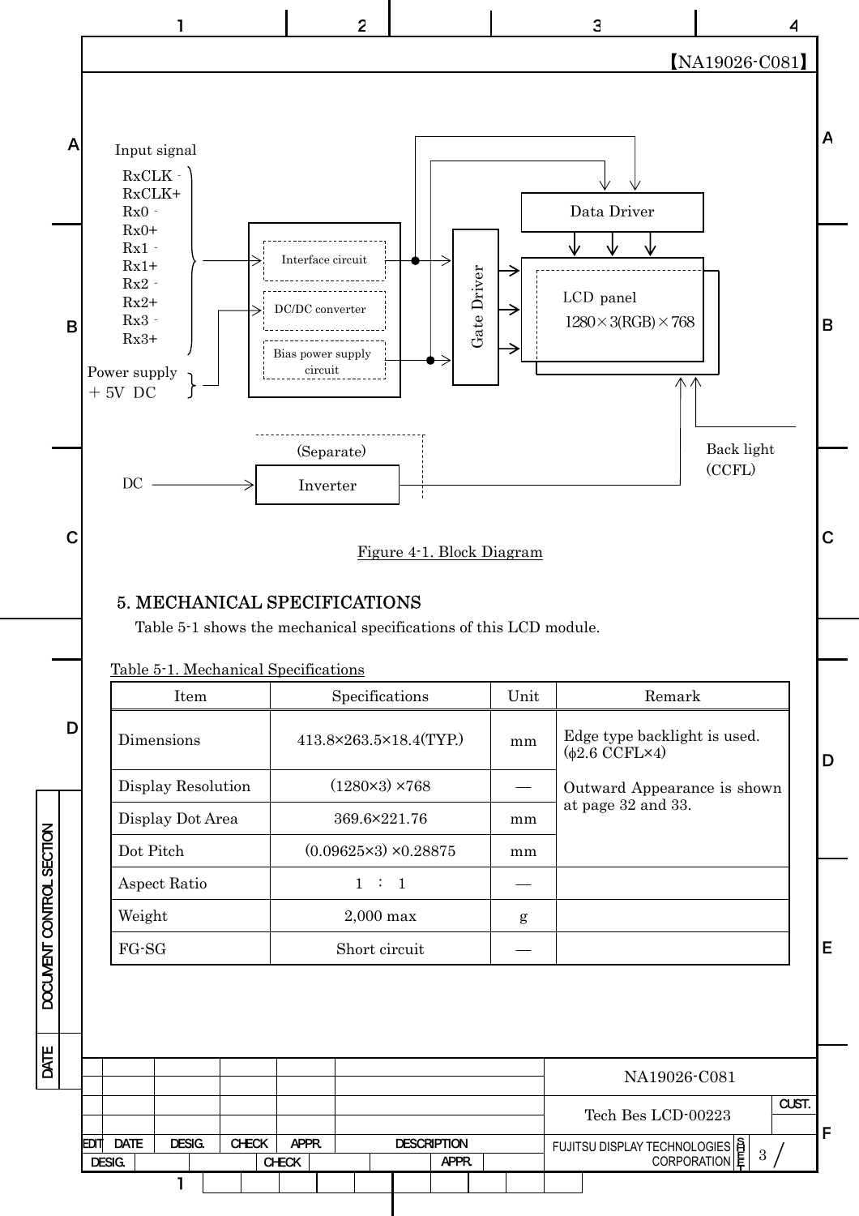Input signal

RxCLK -
RxCLK+
Rx0 -
Rx0+
Rx1 -
Rx1+
Rx2 -
Rx2+
Rx3 -
Rx3+

Power supply
+ 5V DC

Interface circuit

DC/DC converter

Bias power supply circuit

Gate Driver

Data Driver

LCD panel
1280×3(RGB)×768

(Separate)

DC

Inverter

Back light
(CCFL)

Figure 4-1. Block Diagram

## 5. MECHANICAL SPECIFICATIONS

Table 5-1 shows the mechanical specifications of this LCD module.

Table 5-1. Mechanical Specifications

| Item | Specifications | Unit | Remark |
|---|---|---|---|
| Dimensions | 413.8×263.5×18.4(TYP.) | mm | Edge type backlight is used. (ϕ2.6 CCFL×4)<br><br>Outward Appearance is shown at page 32 and 33. |
| Display Resolution | (1280×3) ×768 | — | |
| Display Dot Area | 369.6×221.76 | mm | |
| Dot Pitch | (0.09625×3) ×0.28875 | mm | |
| Aspect Ratio | 1 : 1 | — | |
| Weight | 2,000 max | g | |
| FG-SG | Short circuit | — | |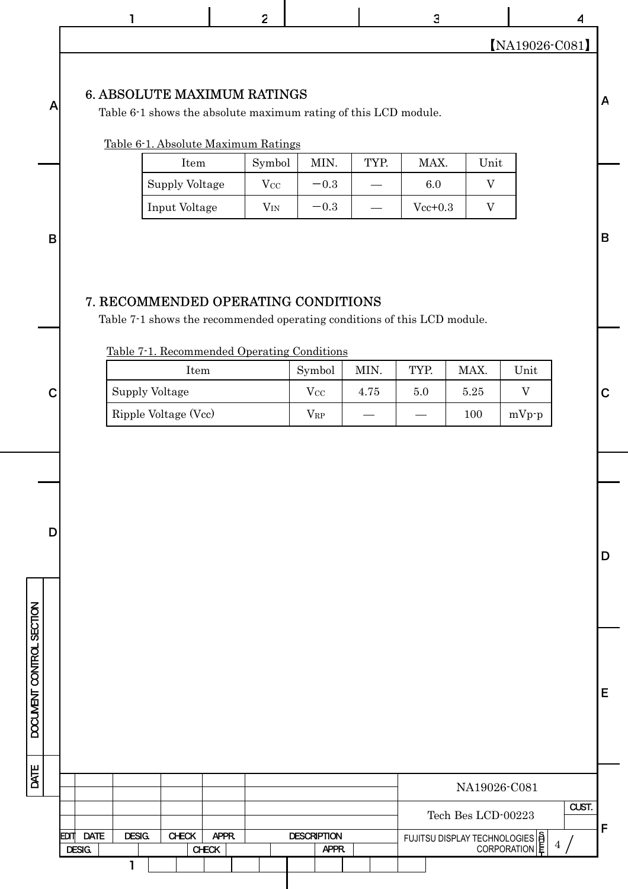## 6. ABSOLUTE MAXIMUM RATINGS

Table 6-1 shows the absolute maximum rating of this LCD module.

Table 6-1. Absolute Maximum Ratings

| Item | Symbol | MIN. | TYP. | MAX. | Unit |
|---|---|---|---|---|---|
| Supply Voltage | $V_{CC}$ | −0.3 | — | 6.0 | V |
| Input Voltage | $V_{IN}$ | −0.3 | — | Vcc+0.3 | V |

## 7. RECOMMENDED OPERATING CONDITIONS

Table 7-1 shows the recommended operating conditions of this LCD module.

Table 7-1. Recommended Operating Conditions

| Item | Symbol | MIN. | TYP. | MAX. | Unit |
|---|---|---|---|---|---|
| Supply Voltage | $V_{CC}$ | 4.75 | 5.0 | 5.25 | V |
| Ripple Voltage (Vcc) | $V_{RP}$ | — | — | 100 | mVp-p |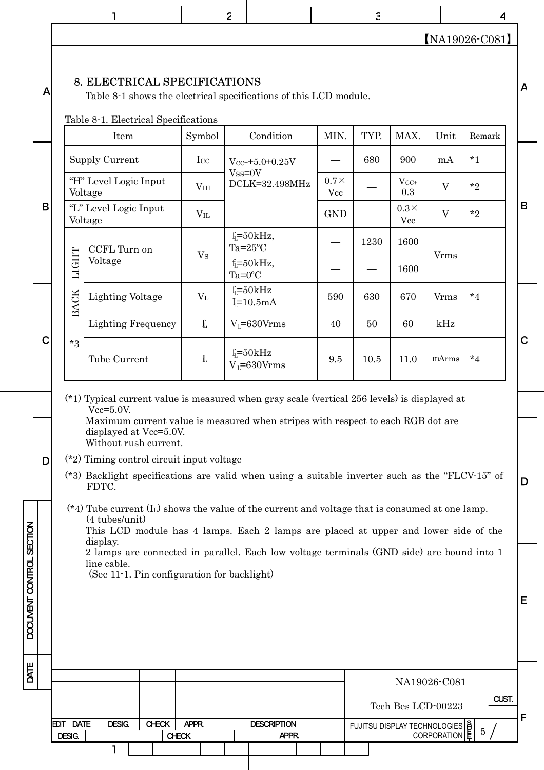## 8. ELECTRICAL SPECIFICATIONS

Table 8-1 shows the electrical specifications of this LCD module.

Table 8-1. Electrical Specifications

| Item | | Symbol | Condition | MIN. | TYP. | MAX. | Unit | Remark |
|---|---|---|---|---|---|---|---|---|
| Supply Current | | $I_{CC}$ | $V_{CC}$=+5.0±0.25V Vss=0V DCLK=32.498MHz | — | 680 | 900 | mA | *1 |
| "H" Level Logic Input Voltage | | $V_{IH}$ | | 0.7×Vcc | — | $V_{CC}$+0.3 | V | *2 |
| "L" Level Logic Input Voltage | | $V_{IL}$ | | GND | — | 0.3×Vcc | V | *2 |
| BACK LIGHT *3 | CCFL Turn on Voltage | $V_S$ | $f_L$=50kHz, Ta=25ºC | — | 1230 | 1600 | Vrms | |
| | | | $f_L$=50kHz, Ta=0ºC | — | — | 1600 | Vrms | |
| | Lighting Voltage | $V_L$ | $f_L$=50kHz $I_L$=10.5mA | 590 | 630 | 670 | Vrms | *4 |
| | Lighting Frequency | $f_L$ | $V_L$=630Vrms | 40 | 50 | 60 | kHz | |
| | Tube Current | $I_L$ | $f_L$=50kHz $V_L$=630Vrms | 9.5 | 10.5 | 11.0 | mArms | *4 |

(*1) Typical current value is measured when gray scale (vertical 256 levels) is displayed at Vcc=5.0V.
Maximum current value is measured when stripes with respect to each RGB dot are displayed at Vcc=5.0V.
Without rush current.

(*2) Timing control circuit input voltage

(*3) Backlight specifications are valid when using a suitable inverter such as the "FLCV-15" of FDTC.

(*4) Tube current ($I_L$) shows the value of the current and voltage that is consumed at one lamp.
(4 tubes/unit)
This LCD module has 4 lamps. Each 2 lamps are placed at upper and lower side of the display.
2 lamps are connected in parallel. Each low voltage terminals (GND side) are bound into 1 line cable.
(See 11-1. Pin configuration for backlight)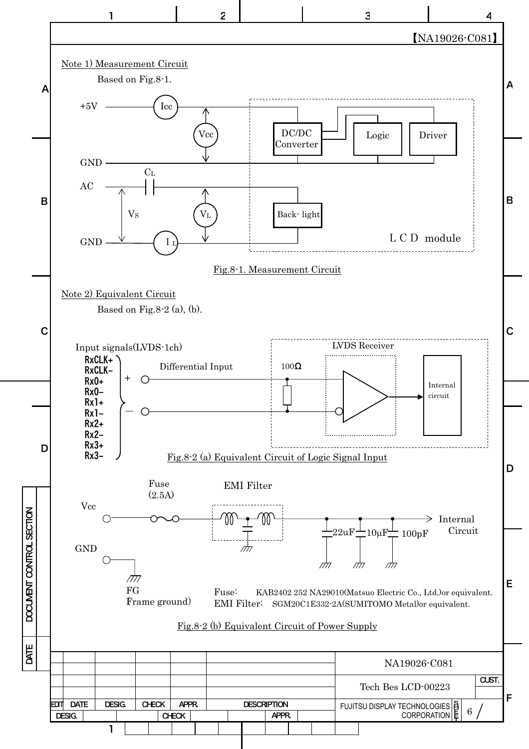【NA19026-C081】

Note 1) Measurement Circuit

Based on Fig.8-1.

+5V Icc Vcc DC/DC Converter Logic Driver

GND

$C_L$

AC

$V_S$ $V_L$ Back- light

GND $I_L$ L C D module

Fig.8-1. Measurement Circuit

Note 2) Equivalent Circuit

Based on Fig.8-2 (a), (b).

Input signals(LVDS-1ch)

RxCLK+
RxCLK−
Rx0+
Rx0−
Rx1+
Rx1−
Rx2+
Rx2−
Rx3+
Rx3−

Differential Input

LVDS Receiver

100Ω

Internal circuit

Fig.8-2 (a) Equivalent Circuit of Logic Signal Input

Fuse (2.5A) EMI Filter

Vcc

Internal Circuit

22uF 10μF 100pF

GND

FG (Frame ground)

Fuse: KAB2402 252 NA29010(Matsuo Electric Co., Ltd.)or equivalent.

EMI Filter: SGM20C1E332-2A(SUMITOMO Metal)or equivalent.

Fig.8-2 (b) Equivalent Circuit of Power Supply

NA19026-C081

Tech Bes LCD-00223

FUJITSU DISPLAY TECHNOLOGIES CORPORATION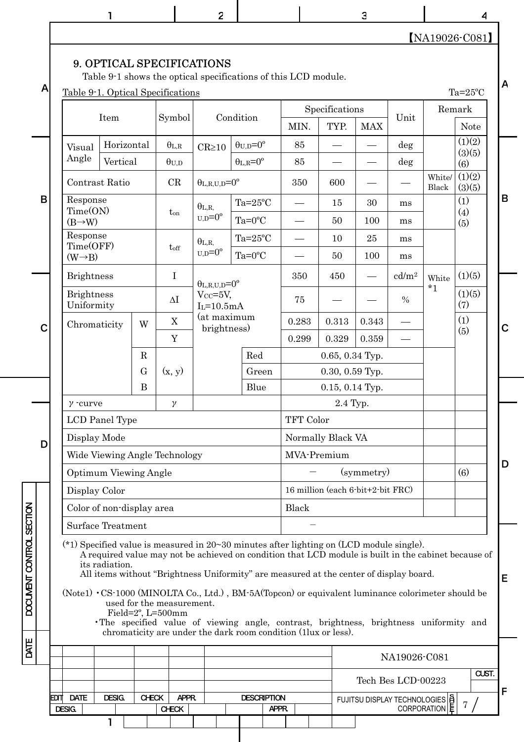## 9. OPTICAL SPECIFICATIONS

Table 9-1 shows the optical specifications of this LCD module.

Table 9-1. Optical Specifications Ta=25ºC

| Item | | | Symbol | Condition | | Specifications MIN. | TYP. | MAX | Unit | Remark | Note |
|---|---|---|---|---|---|---|---|---|---|---|---|
| Visual Angle | Horizontal | | $\theta_{L,R}$ | CR≥10 | $\theta_{U,D}$=0º | 85 | — | — | deg | | (1)(2)(3)(5)(6) |
| | Vertical | | $\theta_{U,D}$ | | $\theta_{L,R}$=0º | 85 | — | — | deg | | |
| Contrast Ratio | | | CR | $\theta_{L,R,U,D}$=0º | | 350 | 600 | — | — | White/Black | (1)(2)(3)(5) |
| Response Time(ON) (B→W) | | | $t_{on}$ | $\theta_{L,R,U,D}$=0º | Ta=25ºC | — | 15 | 30 | ms | | (1)(4)(5) |
| | | | | | Ta=0ºC | — | 50 | 100 | ms | | |
| Response Time(OFF) (W→B) | | | $t_{off}$ | $\theta_{L,R,U,D}$=0º | Ta=25ºC | — | 10 | 25 | ms | | |
| | | | | | Ta=0ºC | — | 50 | 100 | ms | | |
| Brightness | | | I | $\theta_{L,R,U,D}$=0º, $V_{CC}$=5V, $I_L$=10.5mA (at maximum brightness) | | 350 | 450 | — | cd/m² | White *1 | (1)(5) |
| Brightness Uniformity | | | ΔI | | | 75 | — | — | % | | (1)(5)(7) |
| Chromaticity | W | | X | | | 0.283 | 0.313 | 0.343 | — | | (1)(5) |
| | | | Y | | | 0.299 | 0.329 | 0.359 | — | | |
| | R | | (x, y) | | Red | 0.65, 0.34 Typ. | | | | | |
| | G | | | | Green | 0.30, 0.59 Typ. | | | | | |
| | B | | | | Blue | 0.15, 0.14 Typ. | | | | | |
| γ -curve | | | γ | | | 2.4 Typ. | | | | | |
| LCD Panel Type | | | | | | TFT Color | | | | | |
| Display Mode | | | | | | Normally Black VA | | | | | |
| Wide Viewing Angle Technology | | | | | | MVA-Premium | | | | | |
| Optimum Viewing Angle | | | | | | − (symmetry) | | | | | (6) |
| Display Color | | | | | | 16 million (each 6-bit+2-bit FRC) | | | | | |
| Color of non-display area | | | | | | Black | | | | | |
| Surface Treatment | | | | | | − | | | | | |

(*1) Specified value is measured in 20~30 minutes after lighting on (LCD module single).
A required value may not be achieved on condition that LCD module is built in the cabinet because of its radiation.
All items without "Brightness Uniformity" are measured at the center of display board.

(Note1)
- CS-1000 (MINOLTA Co., Ltd.) , BM-5A(Topcon) or equivalent luminance colorimeter should be used for the measurement.
  Field=2º, L=500mm
- The specified value of viewing angle, contrast, brightness, brightness uniformity and chromaticity are under the dark room condition (1lux or less).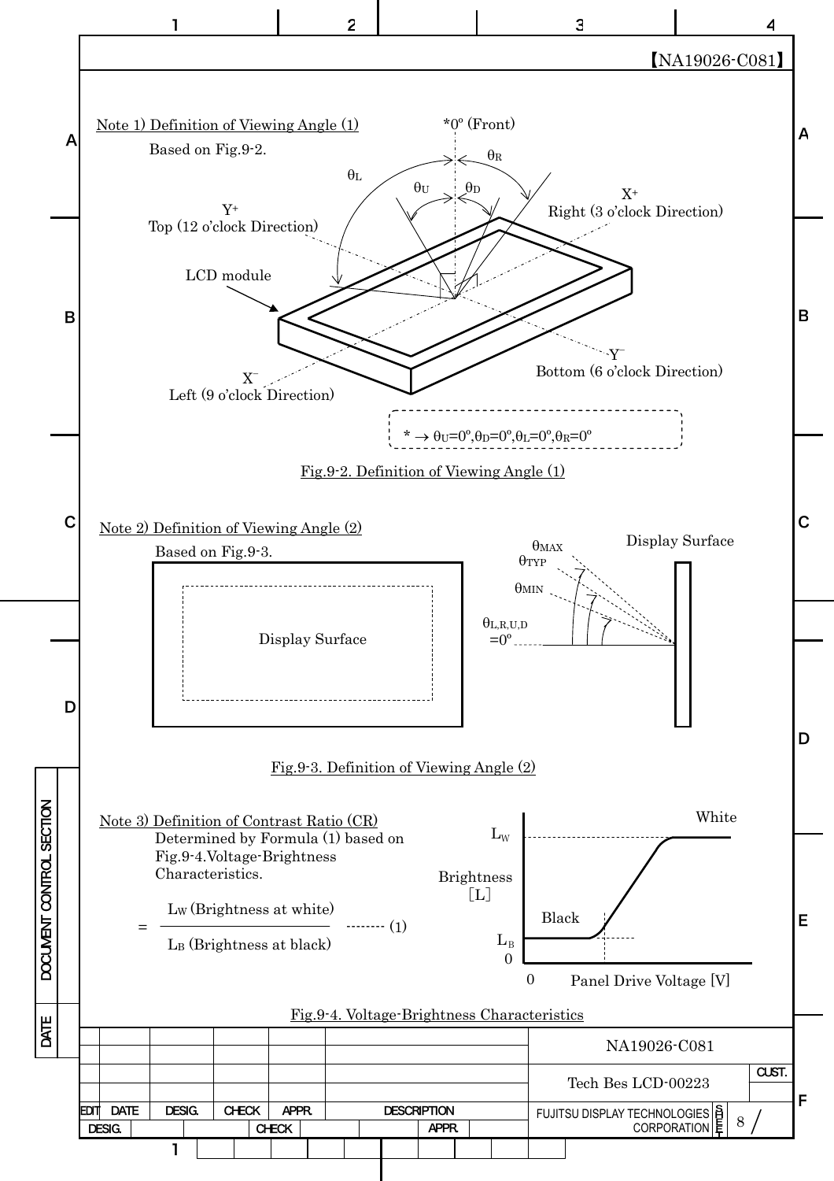【NA19026-C081】

**Note 1) Definition of Viewing Angle (1)**

Based on Fig.9-2.

*0º (Front)

$\theta_R$ $\theta_L$ $\theta_U$ $\theta_D$

$Y^+$ Top (12 o'clock Direction)

$X^+$ Right (3 o'clock Direction)

LCD module

$Y^-$ Bottom (6 o'clock Direction)

$X^-$ Left (9 o'clock Direction)

* → $\theta_U$=0º, $\theta_D$=0º, $\theta_L$=0º, $\theta_R$=0º

Fig.9-2. Definition of Viewing Angle (1)

**Note 2) Definition of Viewing Angle (2)**

Based on Fig.9-3.

Display Surface

$\theta_{MAX}$ $\theta_{TYP}$ $\theta_{MIN}$

$\theta_{L,R,U,D}$ =0º

Display Surface

Fig.9-3. Definition of Viewing Angle (2)

**Note 3) Definition of Contrast Ratio (CR)**

Determined by Formula (1) based on Fig.9-4.Voltage-Brightness Characteristics.

$$= \frac{L_W \text{ (Brightness at white)}}{L_B \text{ (Brightness at black)}} \quad \text{-------- (1)}$$

White

$L_W$

Brightness [L]

Black

$L_B$

0

0 Panel Drive Voltage [V]

Fig.9-4. Voltage-Brightness Characteristics

NA19026-C081

Tech Bes LCD-00223

FUJITSU DISPLAY TECHNOLOGIES CORPORATION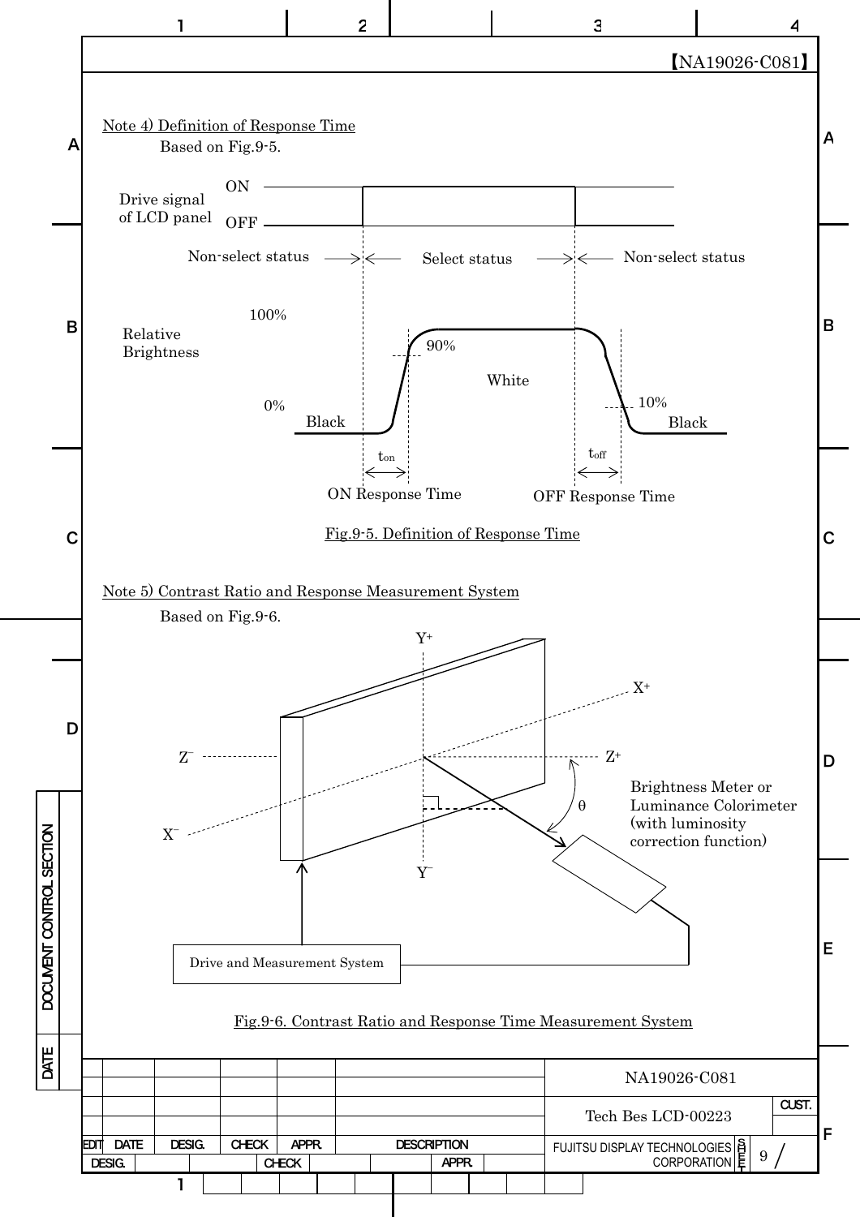Note 4) Definition of Response Time

Based on Fig.9-5.

Drive signal of LCD panel: ON / OFF

Non-select status → Select status → Non-select status

Relative Brightness: 100%, 90%, White, 10%, 0%, Black, Black

$t_{on}$ — ON Response Time

$t_{off}$ — OFF Response Time

Fig.9-5. Definition of Response Time

Note 5) Contrast Ratio and Response Measurement System

Based on Fig.9-6.

$Y^+$, $Y^-$, $X^+$, $X^-$, $Z^+$, $Z^-$, θ

Brightness Meter or Luminance Colorimeter (with luminosity correction function)

Drive and Measurement System

Fig.9-6. Contrast Ratio and Response Time Measurement System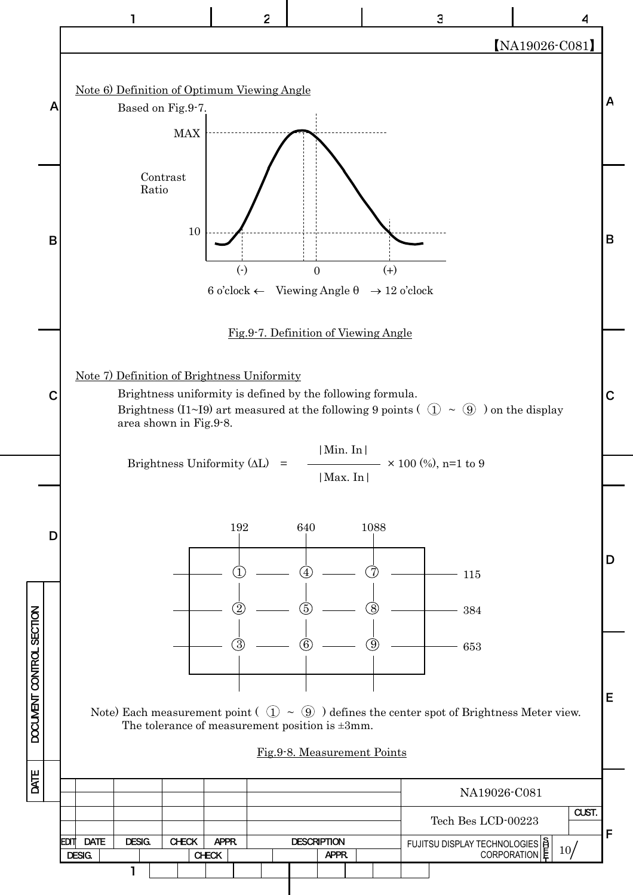【NA19026-C081】

## Note 6) Definition of Optimum Viewing Angle

Based on Fig.9-7.

MAX

Contrast Ratio

10

(-) 0 (+)

6 o'clock ← Viewing Angle θ → 12 o'clock

Fig.9-7. Definition of Viewing Angle

## Note 7) Definition of Brightness Uniformity

Brightness uniformity is defined by the following formula.

Brightness (I1~I9) art measured at the following 9 points ( ① ~ ⑨ ) on the display area shown in Fig.9-8.

$$\text{Brightness Uniformity } (\Delta L) = \frac{|\text{Min. In}|}{|\text{Max. In}|} \times 100\ (\%),\ n=1 \text{ to } 9$$

| | 192 | 640 | 1088 |
|---|---|---|---|
| 115 | ① | ④ | ⑦ |
| 384 | ② | ⑤ | ⑧ |
| 653 | ③ | ⑥ | ⑨ |

Note) Each measurement point ( ① ~ ⑨ ) defines the center spot of Brightness Meter view. The tolerance of measurement position is ±3mm.

Fig.9-8. Measurement Points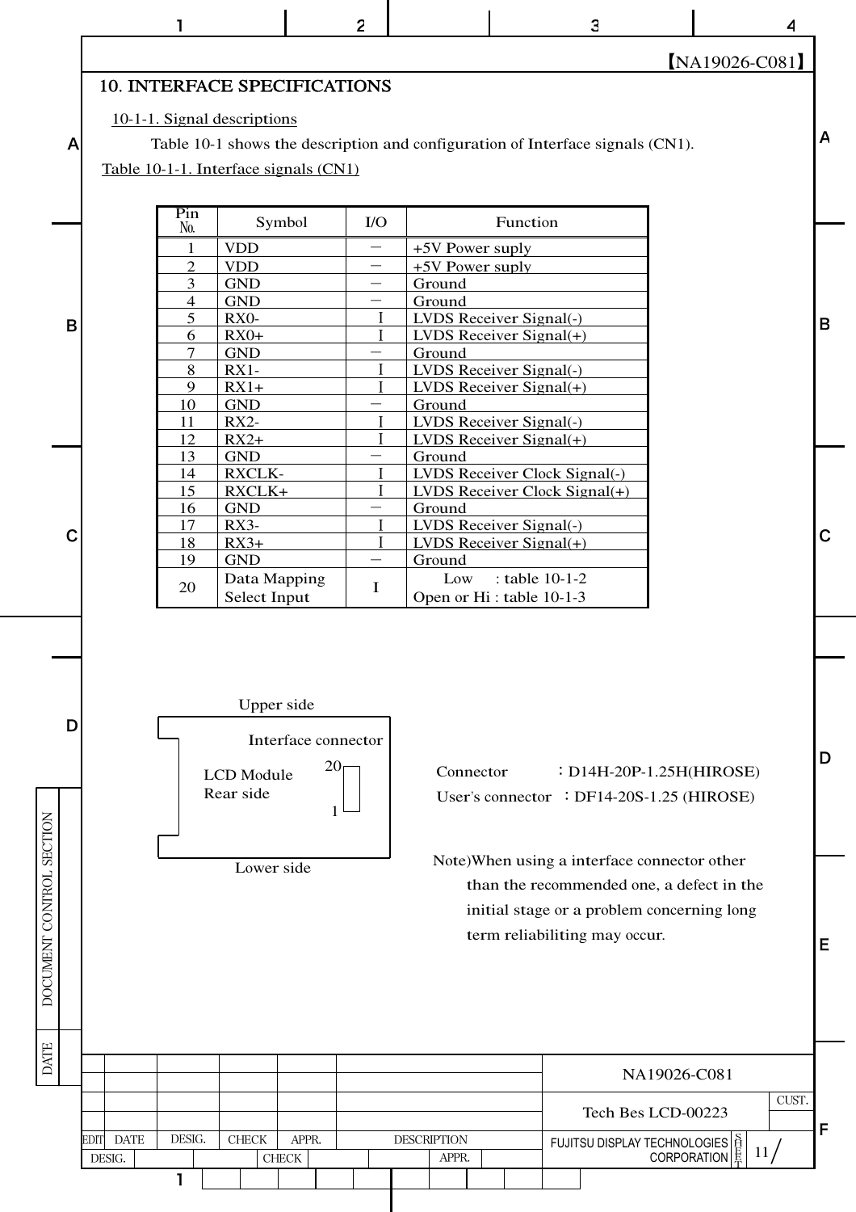【NA19026-C081】

# 10. INTERFACE SPECIFICATIONS

## 10-1-1. Signal descriptions

Table 10-1 shows the description and configuration of Interface signals (CN1).

Table 10-1-1. Interface signals (CN1)

| Pin No. | Symbol | I/O | Function |
|---|---|---|---|
| 1 | VDD | − | +5V Power suply |
| 2 | VDD | − | +5V Power suply |
| 3 | GND | − | Ground |
| 4 | GND | − | Ground |
| 5 | RX0- | I | LVDS Receiver Signal(-) |
| 6 | RX0+ | I | LVDS Receiver Signal(+) |
| 7 | GND | − | Ground |
| 8 | RX1- | I | LVDS Receiver Signal(-) |
| 9 | RX1+ | I | LVDS Receiver Signal(+) |
| 10 | GND | − | Ground |
| 11 | RX2- | I | LVDS Receiver Signal(-) |
| 12 | RX2+ | I | LVDS Receiver Signal(+) |
| 13 | GND | − | Ground |
| 14 | RXCLK- | I | LVDS Receiver Clock Signal(-) |
| 15 | RXCLK+ | I | LVDS Receiver Clock Signal(+) |
| 16 | GND | − | Ground |
| 17 | RX3- | I | LVDS Receiver Signal(-) |
| 18 | RX3+ | I | LVDS Receiver Signal(+) |
| 19 | GND | − | Ground |
| 20 | Data Mapping Select Input | I | Low : table 10-1-2<br>Open or Hi : table 10-1-3 |

Upper side

Interface connector

LCD Module Rear side

20

1

Lower side

Connector ：D14H-20P-1.25H(HIROSE)

User's connector ：DF14-20S-1.25 (HIROSE)

Note)When using a interface connector other than the recommended one, a defect in the initial stage or a problem concerning long term reliabiliting may occur.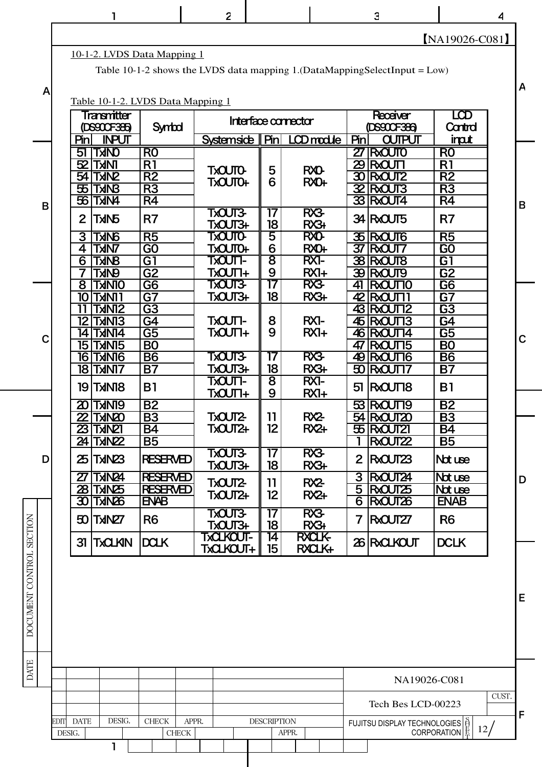## 10-1-2. LVDS Data Mapping 1

Table 10-1-2 shows the LVDS data mapping 1.(DataMappingSelectInput = Low)

Table 10-1-2. LVDS Data Mapping 1

| Transmitter (DS90CF385) | | Symbol | Interface connector | | | Receiver (DS90CF386) | | LCD Control input |
|---|---|---|---|---|---|---|---|---|
| Pin | INPUT | | System side | Pin | LCD module | Pin | OUTPUT | |
| 51 | TxIN0 | R0 | TxOUT0- TxOUT0+ | 5 6 | RX0- RX0+ | 27 | RxOUT0 | R0 |
| 52 | TxIN1 | R1 | | | | 29 | RxOUT1 | R1 |
| 54 | TxIN2 | R2 | | | | 30 | RxOUT2 | R2 |
| 55 | TxIN3 | R3 | | | | 32 | RxOUT3 | R3 |
| 56 | TxIN4 | R4 | | | | 33 | RxOUT4 | R4 |
| 2 | TxIN5 | R7 | TxOUT3- TxOUT3+ | 17 18 | RX3- RX3+ | 34 | RxOUT5 | R7 |
| 3 | TxIN6 | R5 | TxOUT0- | 5 | RX0- | 35 | RxOUT6 | R5 |
| 4 | TxIN7 | G0 | TxOUT0+ | 6 | RX0+ | 37 | RxOUT7 | G0 |
| 6 | TxIN8 | G1 | TxOUT1- | 8 | RX1- | 38 | RxOUT8 | G1 |
| 7 | TxIN9 | G2 | TxOUT1+ | 9 | RX1+ | 39 | RxOUT9 | G2 |
| 8 | TxIN10 | G6 | TxOUT3- | 17 | RX3- | 41 | RxOUT10 | G6 |
| 10 | TxIN11 | G7 | TxOUT3+ | 18 | RX3+ | 42 | RxOUT11 | G7 |
| 11 | TxIN12 | G3 | TxOUT1- TxOUT1+ | 8 9 | RX1- RX1+ | 43 | RxOUT12 | G3 |
| 12 | TxIN13 | G4 | | | | 45 | RxOUT13 | G4 |
| 14 | TxIN14 | G5 | | | | 46 | RxOUT14 | G5 |
| 15 | TxIN15 | B0 | | | | 47 | RxOUT15 | B0 |
| 16 | TxIN16 | B6 | TxOUT3- | 17 | RX3- | 49 | RxOUT16 | B6 |
| 18 | TxIN17 | B7 | TxOUT3+ | 18 | RX3+ | 50 | RxOUT17 | B7 |
| 19 | TxIN18 | B1 | TxOUT1- TxOUT1+ | 8 9 | RX1- RX1+ | 51 | RxOUT18 | B1 |
| 20 | TxIN19 | B2 | TxOUT2- TxOUT2+ | 11 12 | RX2- RX2+ | 53 | RxOUT19 | B2 |
| 22 | TxIN20 | B3 | | | | 54 | RxOUT20 | B3 |
| 23 | TxIN21 | B4 | | | | 55 | RxOUT21 | B4 |
| 24 | TxIN22 | B5 | | | | 1 | RxOUT22 | B5 |
| 25 | TxIN23 | RESERVED | TxOUT3- TxOUT3+ | 17 18 | RX3- RX3+ | 2 | RxOUT23 | Not use |
| 27 | TxIN24 | RESERVED | TxOUT2- TxOUT2+ | 11 12 | RX2- RX2+ | 3 | RxOUT24 | Not use |
| 28 | TxIN25 | RESERVED | | | | 5 | RxOUT25 | Not use |
| 30 | TxIN26 | ENAB | | | | 6 | RxOUT26 | ENAB |
| 50 | TxIN27 | R6 | TxOUT3- TxOUT3+ | 17 18 | RX3- RX3+ | 7 | RxOUT27 | R6 |
| 31 | TxCLKIN | DCLK | TxCLKOUT- TxCLKOUT+ | 14 15 | RXCLK- RXCLK+ | 26 | RxCLKOUT | DCLK |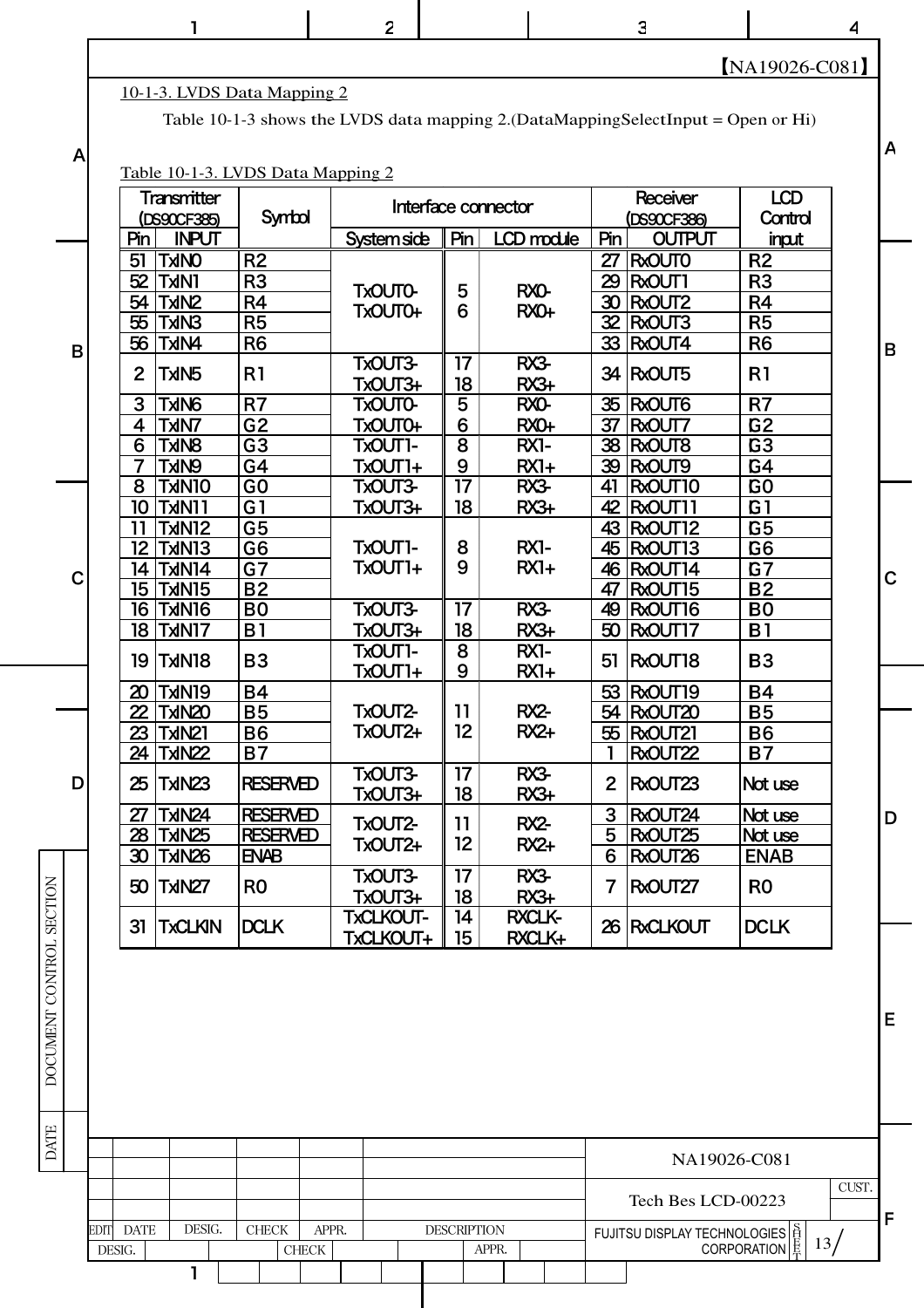## 10-1-3. LVDS Data Mapping 2

Table 10-1-3 shows the LVDS data mapping 2.(DataMappingSelectInput = Open or Hi)

Table 10-1-3. LVDS Data Mapping 2

| Transmitter (DS90CF385) | | Symbol | Interface connector | | | Receiver (DS90CF386) | | LCD Control input |
|---|---|---|---|---|---|---|---|---|
| Pin | INPUT | | System side | Pin | LCD module | Pin | OUTPUT | |
| 51 | TxIN0 | R2 | TxOUT0- TxOUT0+ | 5 6 | RX0- RX0+ | 27 | RxOUT0 | R2 |
| 52 | TxIN1 | R3 | | | | 29 | RxOUT1 | R3 |
| 54 | TxIN2 | R4 | | | | 30 | RxOUT2 | R4 |
| 55 | TxIN3 | R5 | | | | 32 | RxOUT3 | R5 |
| 56 | TxIN4 | R6 | | | | 33 | RxOUT4 | R6 |
| 2 | TxIN5 | R1 | TxOUT3- TxOUT3+ | 17 18 | RX3- RX3+ | 34 | RxOUT5 | R1 |
| 3 | TxIN6 | R7 | TxOUT0- | 5 | RX0- | 35 | RxOUT6 | R7 |
| 4 | TxIN7 | G2 | TxOUT0+ | 6 | RX0+ | 37 | RxOUT7 | G2 |
| 6 | TxIN8 | G3 | TxOUT1- | 8 | RX1- | 38 | RxOUT8 | G3 |
| 7 | TxIN9 | G4 | TxOUT1+ | 9 | RX1+ | 39 | RxOUT9 | G4 |
| 8 | TxIN10 | G0 | TxOUT3- | 17 | RX3- | 41 | RxOUT10 | G0 |
| 10 | TxIN11 | G1 | TxOUT3+ | 18 | RX3+ | 42 | RxOUT11 | G1 |
| 11 | TxIN12 | G5 | TxOUT1- TxOUT1+ | 8 9 | RX1- RX1+ | 43 | RxOUT12 | G5 |
| 12 | TxIN13 | G6 | | | | 45 | RxOUT13 | G6 |
| 14 | TxIN14 | G7 | | | | 46 | RxOUT14 | G7 |
| 15 | TxIN15 | B2 | | | | 47 | RxOUT15 | B2 |
| 16 | TxIN16 | B0 | TxOUT3- | 17 | RX3- | 49 | RxOUT16 | B0 |
| 18 | TxIN17 | B1 | TxOUT3+ | 18 | RX3+ | 50 | RxOUT17 | B1 |
| 19 | TxIN18 | B3 | TxOUT1- TxOUT1+ | 8 9 | RX1- RX1+ | 51 | RxOUT18 | B3 |
| 20 | TxIN19 | B4 | TxOUT2- TxOUT2+ | 11 12 | RX2- RX2+ | 53 | RxOUT19 | B4 |
| 22 | TxIN20 | B5 | | | | 54 | RxOUT20 | B5 |
| 23 | TxIN21 | B6 | | | | 55 | RxOUT21 | B6 |
| 24 | TxIN22 | B7 | | | | 1 | RxOUT22 | B7 |
| 25 | TxIN23 | RESERVED | TxOUT3- TxOUT3+ | 17 18 | RX3- RX3+ | 2 | RxOUT23 | Not use |
| 27 | TxIN24 | RESERVED | TxOUT2- TxOUT2+ | 11 12 | RX2- RX2+ | 3 | RxOUT24 | Not use |
| 28 | TxIN25 | RESERVED | | | | 5 | RxOUT25 | Not use |
| 30 | TxIN26 | ENAB | | | | 6 | RxOUT26 | ENAB |
| 50 | TxIN27 | R0 | TxOUT3- TxOUT3+ | 17 18 | RX3- RX3+ | 7 | RxOUT27 | R0 |
| 31 | TxCLKIN | DCLK | TxCLKOUT- TxCLKOUT+ | 14 15 | RXCLK- RXCLK+ | 26 | RxCLKOUT | DCLK |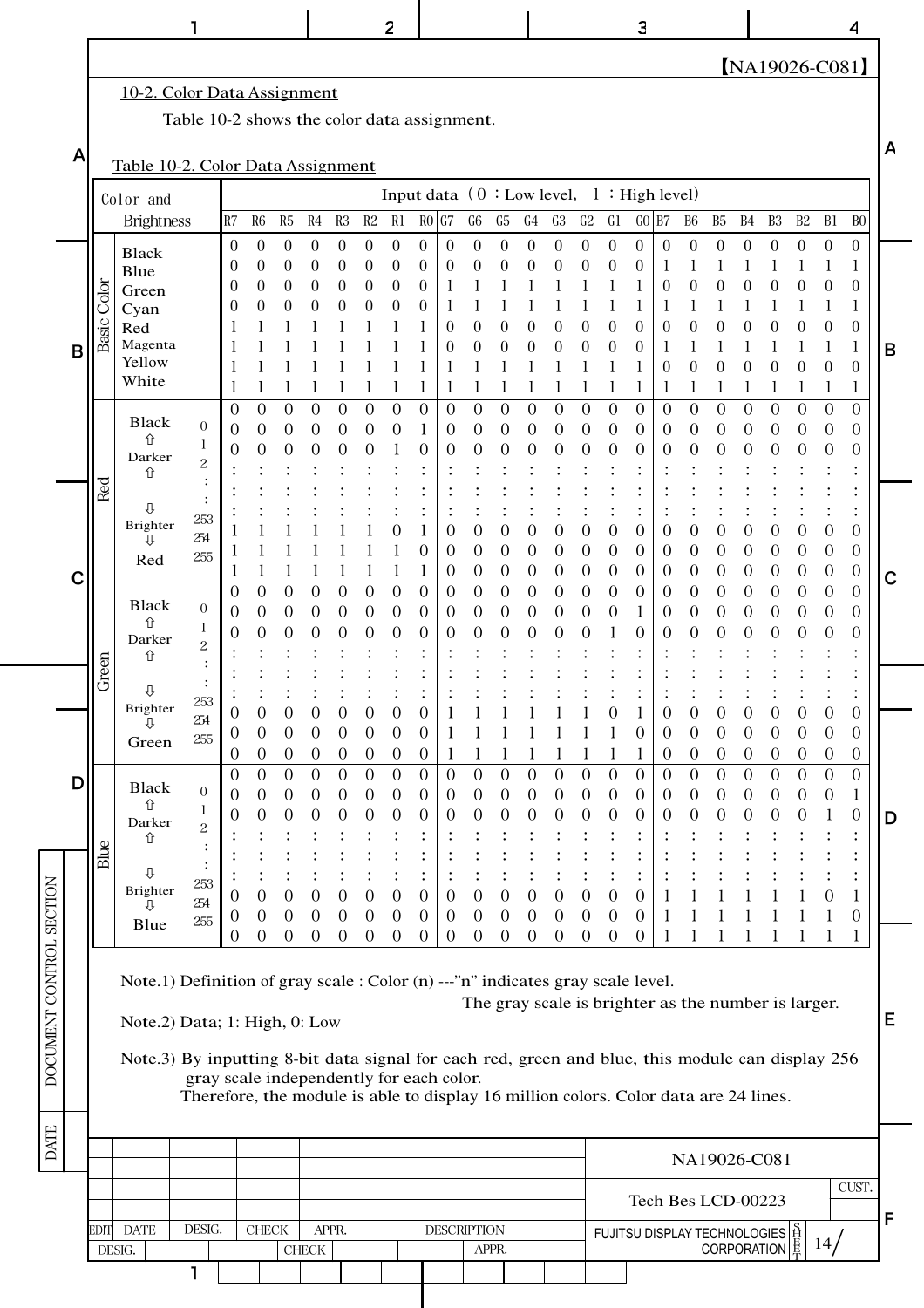【NA19026-C081】

## 10-2. Color Data Assignment

Table 10-2 shows the color data assignment.

Table 10-2. Color Data Assignment

| Color and Brightness | | | R7 | R6 | R5 | R4 | R3 | R2 | R1 | R0 | G7 | G6 | G5 | G4 | G3 | G2 | G1 | G0 | B7 | B6 | B5 | B4 | B3 | B2 | B1 | B0 |
|---|---|---|---|---|---|---|---|---|---|---|---|---|---|---|---|---|---|---|---|---|---|---|---|---|---|---|
| | | | Input data（0：Low level, 1：High level） | | | | | | | | | | | | | | | | | | | | | | | |
| Basic Color | Black | | 0 | 0 | 0 | 0 | 0 | 0 | 0 | 0 | 0 | 0 | 0 | 0 | 0 | 0 | 0 | 0 | 0 | 0 | 0 | 0 | 0 | 0 | 0 | 0 |
| | Blue | | 0 | 0 | 0 | 0 | 0 | 0 | 0 | 0 | 0 | 0 | 0 | 0 | 0 | 0 | 0 | 0 | 1 | 1 | 1 | 1 | 1 | 1 | 1 | 1 |
| | Green | | 0 | 0 | 0 | 0 | 0 | 0 | 0 | 0 | 1 | 1 | 1 | 1 | 1 | 1 | 1 | 1 | 0 | 0 | 0 | 0 | 0 | 0 | 0 | 0 |
| | Cyan | | 0 | 0 | 0 | 0 | 0 | 0 | 0 | 0 | 1 | 1 | 1 | 1 | 1 | 1 | 1 | 1 | 1 | 1 | 1 | 1 | 1 | 1 | 1 | 1 |
| | Red | | 1 | 1 | 1 | 1 | 1 | 1 | 1 | 1 | 0 | 0 | 0 | 0 | 0 | 0 | 0 | 0 | 0 | 0 | 0 | 0 | 0 | 0 | 0 | 0 |
| | Magenta | | 1 | 1 | 1 | 1 | 1 | 1 | 1 | 1 | 0 | 0 | 0 | 0 | 0 | 0 | 0 | 0 | 1 | 1 | 1 | 1 | 1 | 1 | 1 | 1 |
| | Yellow | | 1 | 1 | 1 | 1 | 1 | 1 | 1 | 1 | 1 | 1 | 1 | 1 | 1 | 1 | 1 | 1 | 0 | 0 | 0 | 0 | 0 | 0 | 0 | 0 |
| | White | | 1 | 1 | 1 | 1 | 1 | 1 | 1 | 1 | 1 | 1 | 1 | 1 | 1 | 1 | 1 | 1 | 1 | 1 | 1 | 1 | 1 | 1 | 1 | 1 |
| Red | Black | 0 | 0 | 0 | 0 | 0 | 0 | 0 | 0 | 0 | 0 | 0 | 0 | 0 | 0 | 0 | 0 | 0 | 0 | 0 | 0 | 0 | 0 | 0 | 0 | 0 |
| | ⇧ | 1 | 0 | 0 | 0 | 0 | 0 | 0 | 0 | 1 | 0 | 0 | 0 | 0 | 0 | 0 | 0 | 0 | 0 | 0 | 0 | 0 | 0 | 0 | 0 | 0 |
| | Darker | 2 | 0 | 0 | 0 | 0 | 0 | 0 | 1 | 0 | 0 | 0 | 0 | 0 | 0 | 0 | 0 | 0 | 0 | 0 | 0 | 0 | 0 | 0 | 0 | 0 |
| | ⇧ | : | : | : | : | : | : | : | : | : | : | : | : | : | : | : | : | : | : | : | : | : | : | : | : | : |
| | | : | : | : | : | : | : | : | : | : | : | : | : | : | : | : | : | : | : | : | : | : | : | : | : | : |
| | ⇩ | | : | : | : | : | : | : | : | : | : | : | : | : | : | : | : | : | : | : | : | : | : | : | : | : |
| | Brighter | 253 | 1 | 1 | 1 | 1 | 1 | 1 | 0 | 1 | 0 | 0 | 0 | 0 | 0 | 0 | 0 | 0 | 0 | 0 | 0 | 0 | 0 | 0 | 0 | 0 |
| | ⇩ | 254 | 1 | 1 | 1 | 1 | 1 | 1 | 1 | 0 | 0 | 0 | 0 | 0 | 0 | 0 | 0 | 0 | 0 | 0 | 0 | 0 | 0 | 0 | 0 | 0 |
| | Red | 255 | 1 | 1 | 1 | 1 | 1 | 1 | 1 | 1 | 0 | 0 | 0 | 0 | 0 | 0 | 0 | 0 | 0 | 0 | 0 | 0 | 0 | 0 | 0 | 0 |
| Green | Black | 0 | 0 | 0 | 0 | 0 | 0 | 0 | 0 | 0 | 0 | 0 | 0 | 0 | 0 | 0 | 0 | 0 | 0 | 0 | 0 | 0 | 0 | 0 | 0 | 0 |
| | ⇧ | 1 | 0 | 0 | 0 | 0 | 0 | 0 | 0 | 0 | 0 | 0 | 0 | 0 | 0 | 0 | 0 | 1 | 0 | 0 | 0 | 0 | 0 | 0 | 0 | 0 |
| | Darker | 2 | 0 | 0 | 0 | 0 | 0 | 0 | 0 | 0 | 0 | 0 | 0 | 0 | 0 | 0 | 1 | 0 | 0 | 0 | 0 | 0 | 0 | 0 | 0 | 0 |
| | ⇧ | : | : | : | : | : | : | : | : | : | : | : | : | : | : | : | : | : | : | : | : | : | : | : | : | : |
| | | : | : | : | : | : | : | : | : | : | : | : | : | : | : | : | : | : | : | : | : | : | : | : | : | : |
| | ⇩ | | : | : | : | : | : | : | : | : | : | : | : | : | : | : | : | : | : | : | : | : | : | : | : | : |
| | Brighter | 253 | 0 | 0 | 0 | 0 | 0 | 0 | 0 | 0 | 1 | 1 | 1 | 1 | 1 | 1 | 0 | 1 | 0 | 0 | 0 | 0 | 0 | 0 | 0 | 0 |
| | ⇩ | 254 | 0 | 0 | 0 | 0 | 0 | 0 | 0 | 0 | 1 | 1 | 1 | 1 | 1 | 1 | 1 | 0 | 0 | 0 | 0 | 0 | 0 | 0 | 0 | 0 |
| | Green | 255 | 0 | 0 | 0 | 0 | 0 | 0 | 0 | 0 | 1 | 1 | 1 | 1 | 1 | 1 | 1 | 1 | 0 | 0 | 0 | 0 | 0 | 0 | 0 | 0 |
| Blue | Black | 0 | 0 | 0 | 0 | 0 | 0 | 0 | 0 | 0 | 0 | 0 | 0 | 0 | 0 | 0 | 0 | 0 | 0 | 0 | 0 | 0 | 0 | 0 | 0 | 0 |
| | ⇧ | 1 | 0 | 0 | 0 | 0 | 0 | 0 | 0 | 0 | 0 | 0 | 0 | 0 | 0 | 0 | 0 | 0 | 0 | 0 | 0 | 0 | 0 | 0 | 0 | 1 |
| | Darker | 2 | 0 | 0 | 0 | 0 | 0 | 0 | 0 | 0 | 0 | 0 | 0 | 0 | 0 | 0 | 0 | 0 | 0 | 0 | 0 | 0 | 0 | 0 | 1 | 0 |
| | ⇧ | : | : | : | : | : | : | : | : | : | : | : | : | : | : | : | : | : | : | : | : | : | : | : | : | : |
| | | : | : | : | : | : | : | : | : | : | : | : | : | : | : | : | : | : | : | : | : | : | : | : | : | : |
| | ⇩ | | : | : | : | : | : | : | : | : | : | : | : | : | : | : | : | : | : | : | : | : | : | : | : | : |
| | Brighter | 253 | 0 | 0 | 0 | 0 | 0 | 0 | 0 | 0 | 0 | 0 | 0 | 0 | 0 | 0 | 0 | 0 | 1 | 1 | 1 | 1 | 1 | 1 | 0 | 1 |
| | ⇩ | 254 | 0 | 0 | 0 | 0 | 0 | 0 | 0 | 0 | 0 | 0 | 0 | 0 | 0 | 0 | 0 | 0 | 1 | 1 | 1 | 1 | 1 | 1 | 1 | 0 |
| | Blue | 255 | 0 | 0 | 0 | 0 | 0 | 0 | 0 | 0 | 0 | 0 | 0 | 0 | 0 | 0 | 0 | 0 | 1 | 1 | 1 | 1 | 1 | 1 | 1 | 1 |

Note.1) Definition of gray scale : Color (n) ---"n" indicates gray scale level.
The gray scale is brighter as the number is larger.

Note.2) Data; 1: High, 0: Low

Note.3) By inputting 8-bit data signal for each red, green and blue, this module can display 256 gray scale independently for each color.
Therefore, the module is able to display 16 million colors. Color data are 24 lines.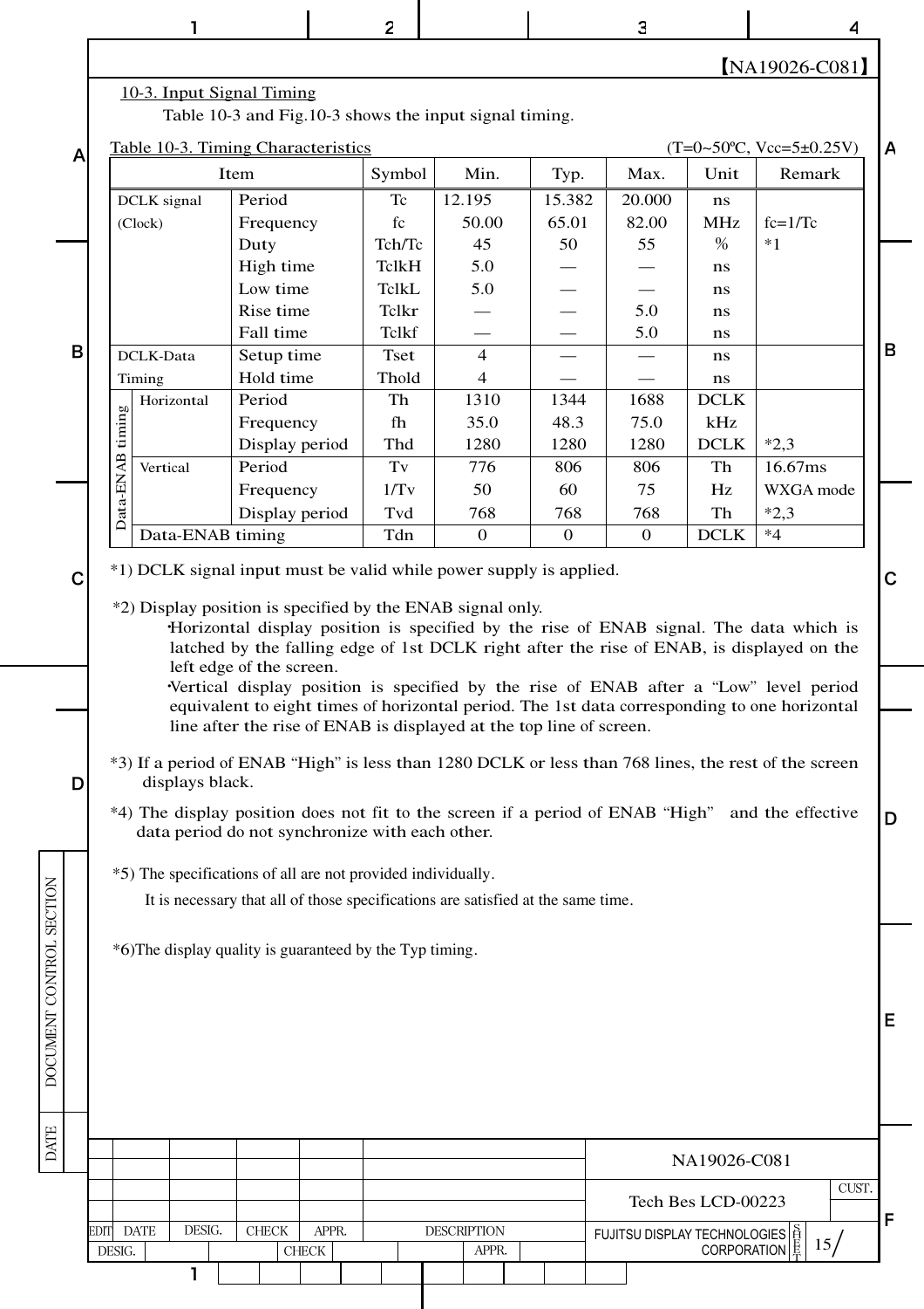## 10-3. Input Signal Timing

Table 10-3 and Fig.10-3 shows the input signal timing.

Table 10-3. Timing Characteristics (T=0~50℃, Vcc=5±0.25V)

| Item | | | Symbol | Min. | Typ. | Max. | Unit | Remark |
|---|---|---|---|---|---|---|---|---|
| DCLK signal (Clock) | | Period | Tc | 12.195 | 15.382 | 20.000 | ns | |
| | | Frequency | fc | 50.00 | 65.01 | 82.00 | MHz | fc=1/Tc |
| | | Duty | Tch/Tc | 45 | 50 | 55 | % | *1 |
| | | High time | TclkH | 5.0 | — | — | ns | |
| | | Low time | TclkL | 5.0 | — | — | ns | |
| | | Rise time | Tclkr | — | — | 5.0 | ns | |
| | | Fall time | Tclkf | — | — | 5.0 | ns | |
| DCLK-Data Timing | | Setup time | Tset | 4 | — | — | ns | |
| | | Hold time | Thold | 4 | — | — | ns | |
| Data-ENAB timing | Horizontal | Period | Th | 1310 | 1344 | 1688 | DCLK | |
| | | Frequency | fh | 35.0 | 48.3 | 75.0 | kHz | |
| | | Display period | Thd | 1280 | 1280 | 1280 | DCLK | *2,3 |
| | Vertical | Period | Tv | 776 | 806 | 806 | Th | 16.67ms |
| | | Frequency | 1/Tv | 50 | 60 | 75 | Hz | WXGA mode |
| | | Display period | Tvd | 768 | 768 | 768 | Th | *2,3 |
| | Data-ENAB timing | | Tdn | 0 | 0 | 0 | DCLK | *4 |

*1) DCLK signal input must be valid while power supply is applied.

*2) Display position is specified by the ENAB signal only.
- Horizontal display position is specified by the rise of ENAB signal. The data which is latched by the falling edge of 1st DCLK right after the rise of ENAB, is displayed on the left edge of the screen.
- Vertical display position is specified by the rise of ENAB after a "Low" level period equivalent to eight times of horizontal period. The 1st data corresponding to one horizontal line after the rise of ENAB is displayed at the top line of screen.

*3) If a period of ENAB "High" is less than 1280 DCLK or less than 768 lines, the rest of the screen displays black.

*4) The display position does not fit to the screen if a period of ENAB "High" and the effective data period do not synchronize with each other.

*5) The specifications of all are not provided individually.
It is necessary that all of those specifications are satisfied at the same time.

*6)The display quality is guaranteed by the Typ timing.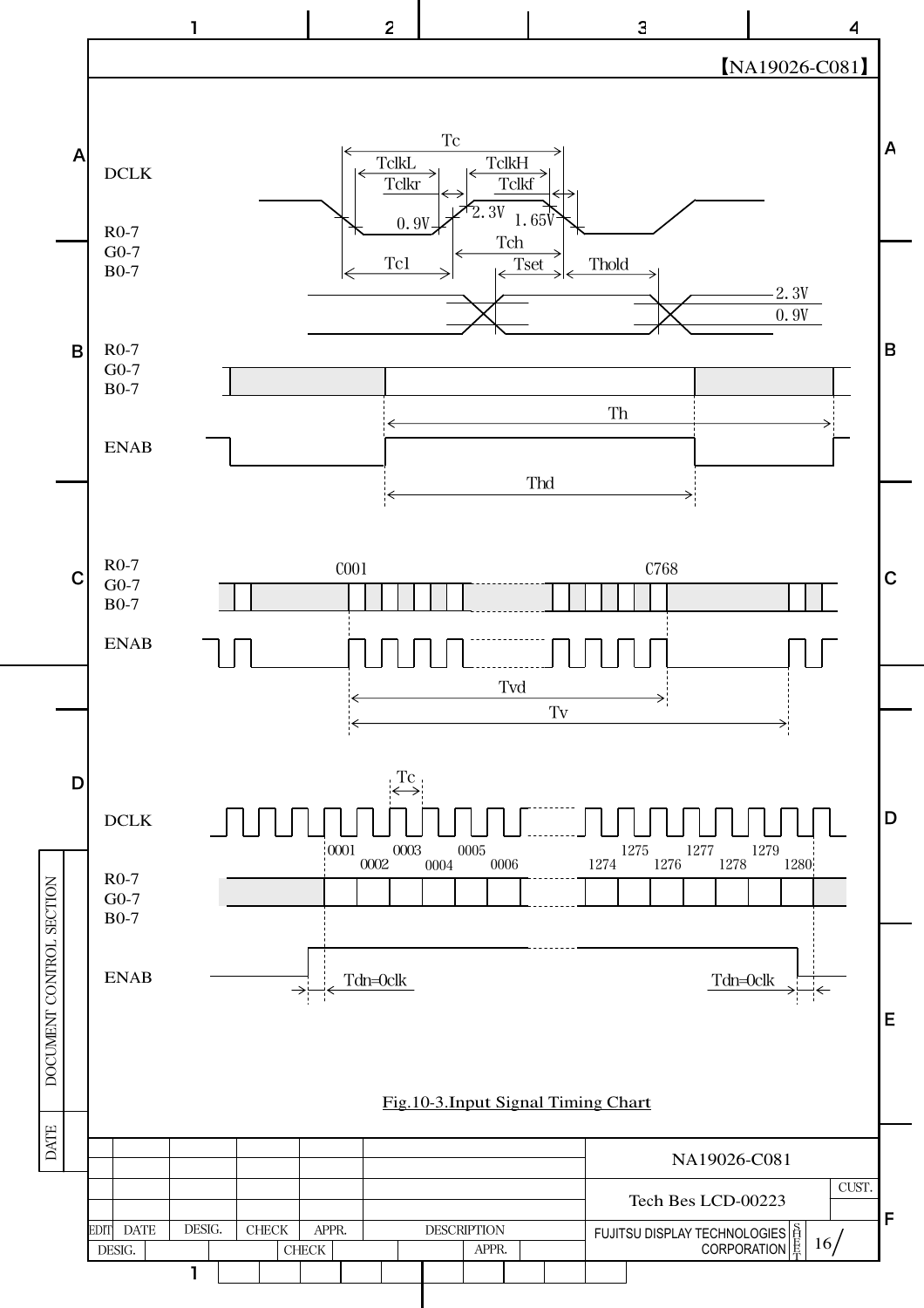【NA19026-C081】

DCLK

R0-7
G0-7
B0-7

Tc
TclkL TclkH
Tclkr Tclkf
0.9V 2.3V 1.65V
Tch
Tc1 Tset Thold
2.3V
0.9V

R0-7
G0-7
B0-7

Th

ENAB

Thd

R0-7
G0-7
B0-7

C001 C768

ENAB

Tvd
Tv

Tc

DCLK

0001 0002 0003 0004 0005 0006 1274 1275 1276 1277 1278 1279 1280

R0-7
G0-7
B0-7

ENAB

Tdn=0clk Tdn=0clk

Fig.10-3.Input Signal Timing Chart

NA19026-C081

Tech Bes LCD-00223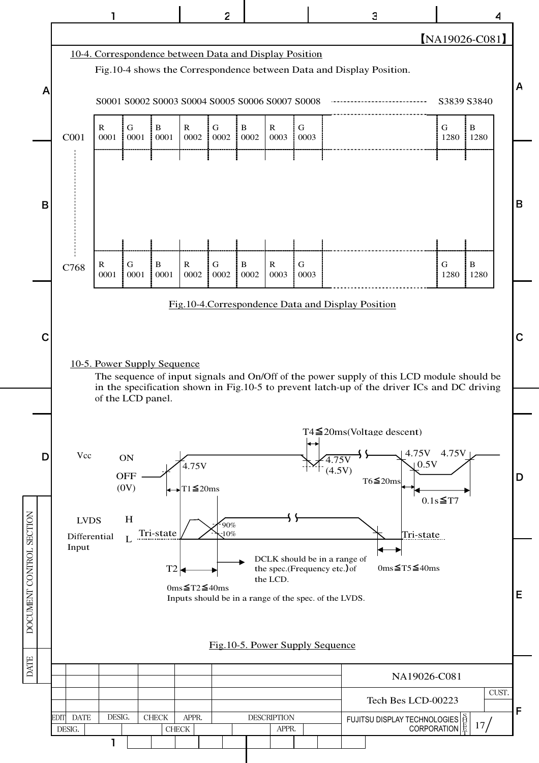【NA19026-C081】

## 10-4. Correspondence between Data and Display Position

Fig.10-4 shows the Correspondence between Data and Display Position.

| | S0001 | S0002 | S0003 | S0004 | S0005 | S0006 | S0007 | S0008 | ---------- | S3839 | S3840 |
|---|---|---|---|---|---|---|---|---|---|---|---|
| C001 | R 0001 | G 0001 | B 0001 | R 0002 | G 0002 | B 0002 | R 0003 | G 0003 | | G 1280 | B 1280 |
| ¦ | | | | | | | | | | | |
| C768 | R 0001 | G 0001 | B 0001 | R 0002 | G 0002 | B 0002 | R 0003 | G 0003 | | G 1280 | B 1280 |

Fig.10-4.Correspondence Data and Display Position

## 10-5. Power Supply Sequence

The sequence of input signals and On/Off of the power supply of this LCD module should be in the specification shown in Fig.10-5 to prevent latch-up of the driver ICs and DC driving of the LCD panel.

Vcc: ON / OFF (0V)

4.75V

T1≦20ms

T4≦20ms(Voltage descent)

4.75V (4.5V)

T6≦20ms

4.75V 4.75V

0.5V

0.1s≦T7

LVDS Differential Input: H / L

Tri-state

90%

10%

Tri-state

T2

DCLK should be in a range of the spec.(Frequency etc.)of the LCD.

0ms≦T5≦40ms

0ms≦T2≦40ms
Inputs should be in a range of the spec. of the LVDS.

Fig.10-5. Power Supply Sequence

NA19026-C081

Tech Bes LCD-00223

FUJITSU DISPLAY TECHNOLOGIES CORPORATION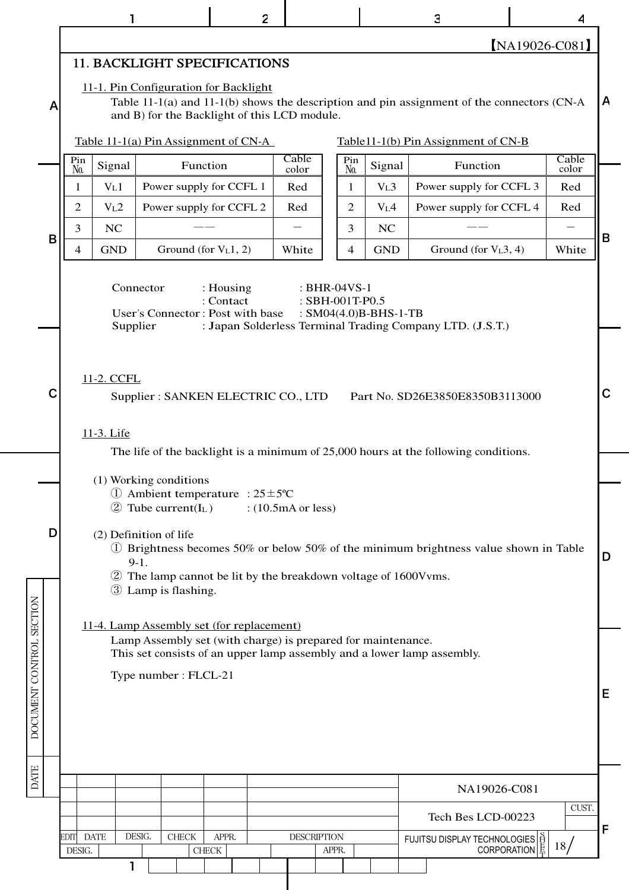## 11. BACKLIGHT SPECIFICATIONS

### 11-1. Pin Configuration for Backlight

Table 11-1(a) and 11-1(b) shows the description and pin assignment of the connectors (CN-A and B) for the Backlight of this LCD module.

Table 11-1(a) Pin Assignment of CN-A

| Pin No. | Signal | Function | Cable color |
|---|---|---|---|
| 1 | $V_L1$ | Power supply for CCFL 1 | Red |
| 2 | $V_L2$ | Power supply for CCFL 2 | Red |
| 3 | NC | ―― | ― |
| 4 | GND | Ground (for $V_L1$, 2) | White |

Table11-1(b) Pin Assignment of CN-B

| Pin No. | Signal | Function | Cable color |
|---|---|---|---|
| 1 | $V_L3$ | Power supply for CCFL 3 | Red |
| 2 | $V_L4$ | Power supply for CCFL 4 | Red |
| 3 | NC | ―― | ― |
| 4 | GND | Ground (for $V_L3$, 4) | White |

Connector : Housing : BHR-04VS-1
: Contact : SBH-001T-P0.5
User's Connector : Post with base : SM04(4.0)B-BHS-1-TB
Supplier : Japan Solderless Terminal Trading Company LTD. (J.S.T.)

### 11-2. CCFL

Supplier : SANKEN ELECTRIC CO., LTD Part No. SD26E3850E8350B3113000

### 11-3. Life

The life of the backlight is a minimum of 25,000 hours at the following conditions.

(1) Working conditions
① Ambient temperature : 25±5ºC
② Tube current($I_L$) : (10.5mA or less)

(2) Definition of life
① Brightness becomes 50% or below 50% of the minimum brightness value shown in Table 9-1.
② The lamp cannot be lit by the breakdown voltage of 1600Vvms.
③ Lamp is flashing.

### 11-4. Lamp Assembly set (for replacement)

Lamp Assembly set (with charge) is prepared for maintenance.
This set consists of an upper lamp assembly and a lower lamp assembly.

Type number : FLCL-21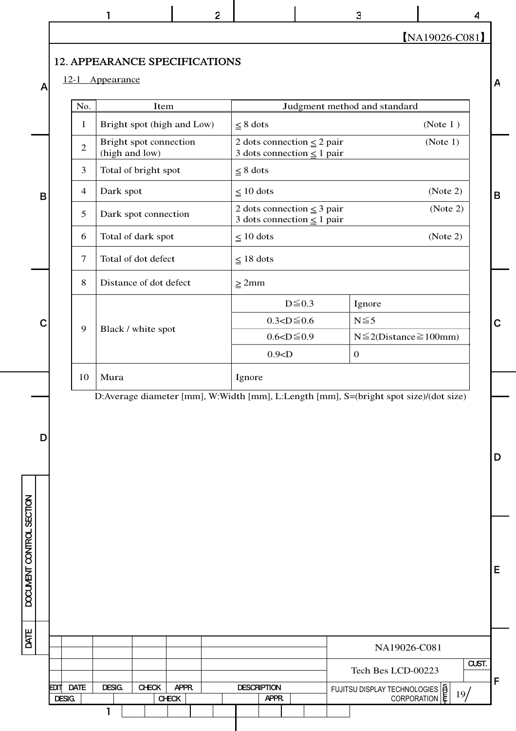## 12. APPEARANCE SPECIFICATIONS

12-1 Appearance

| No. | Item | Judgment method and standard | |
|---|---|---|---|
| 1 | Bright spot (high and Low) | ≦ 8 dots (Note 1 ) | |
| 2 | Bright spot connection (high and low) | 2 dots connection ≦ 2 pair (Note 1)<br>3 dots connection ≦ 1 pair | |
| 3 | Total of bright spot | ≦ 8 dots | |
| 4 | Dark spot | ≦ 10 dots (Note 2) | |
| 5 | Dark spot connection | 2 dots connection ≦ 3 pair (Note 2)<br>3 dots connection ≦ 1 pair | |
| 6 | Total of dark spot | ≦ 10 dots (Note 2) | |
| 7 | Total of dot defect | ≦ 18 dots | |
| 8 | Distance of dot defect | ≧ 2mm | |
| 9 | Black / white spot | D≦0.3 | Ignore |
| | | 0.3<D≦0.6 | N≦5 |
| | | 0.6<D≦0.9 | N≦2(Distance≧100mm) |
| | | 0.9<D | 0 |
| 10 | Mura | Ignore | |

D:Average diameter [mm], W:Width [mm], L:Length [mm], S=(bright spot size)/(dot size)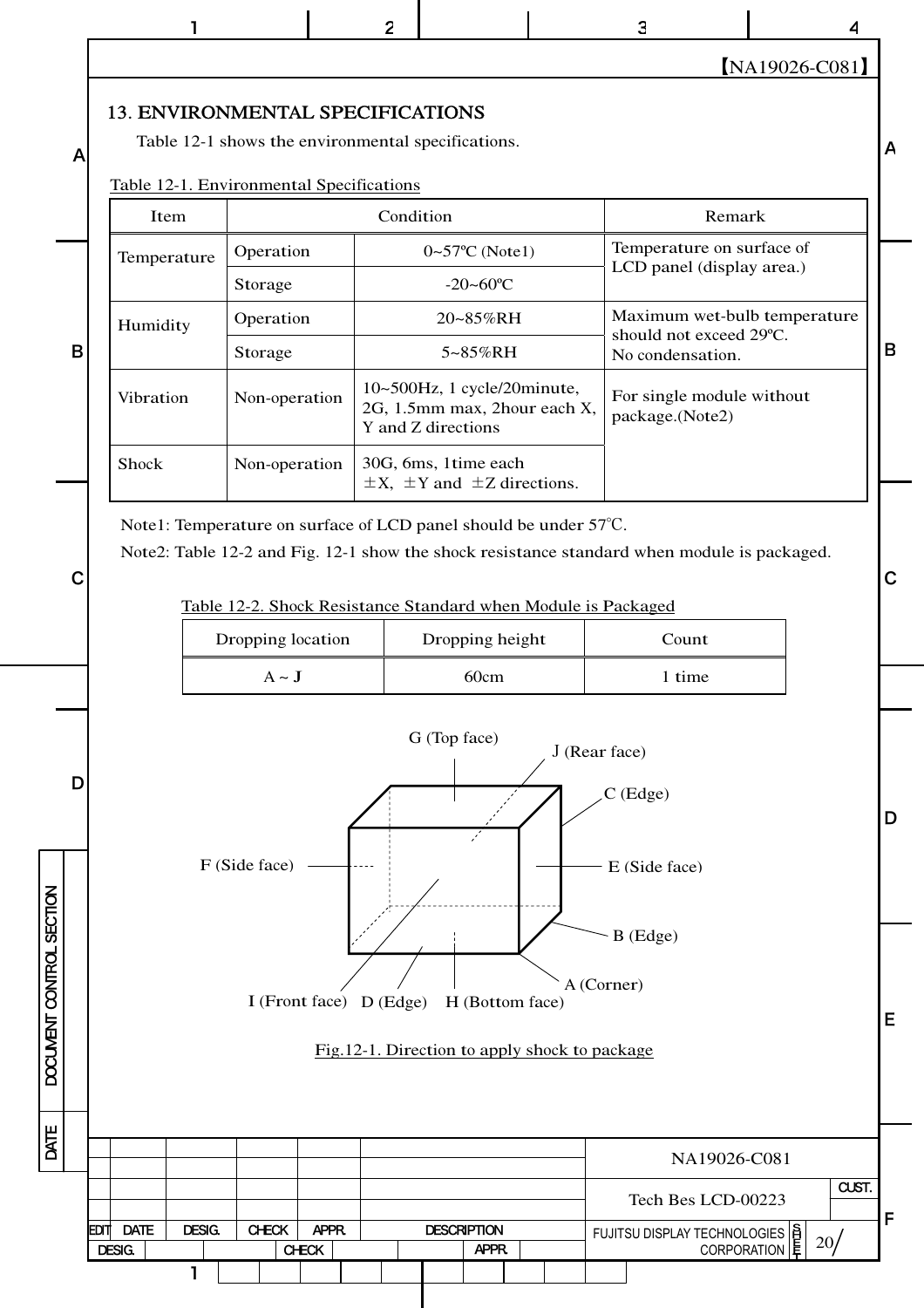【NA19026-C081】

## 13. ENVIRONMENTAL SPECIFICATIONS

Table 12-1 shows the environmental specifications.

Table 12-1. Environmental Specifications

| Item | Condition | | Remark |
|---|---|---|---|
| Temperature | Operation | 0~57ºC (Note1) | Temperature on surface of LCD panel (display area.) |
| | Storage | -20~60ºC | |
| Humidity | Operation | 20~85%RH | Maximum wet-bulb temperature should not exceed 29ºC. No condensation. |
| | Storage | 5~85%RH | |
| Vibration | Non-operation | 10~500Hz, 1 cycle/20minute, 2G, 1.5mm max, 2hour each X, Y and Z directions | For single module without package.(Note2) |
| Shock | Non-operation | 30G, 6ms, 1time each ±X, ±Y and ±Z directions. | |

Note1: Temperature on surface of LCD panel should be under 57℃.

Note2: Table 12-2 and Fig. 12-1 show the shock resistance standard when module is packaged.

Table 12-2. Shock Resistance Standard when Module is Packaged

| Dropping location | Dropping height | Count |
|---|---|---|
| A ~ J | 60cm | 1 time |

G (Top face), J (Rear face), C (Edge), F (Side face), E (Side face), B (Edge), A (Corner), I (Front face), D (Edge), H (Bottom face)

Fig.12-1. Direction to apply shock to package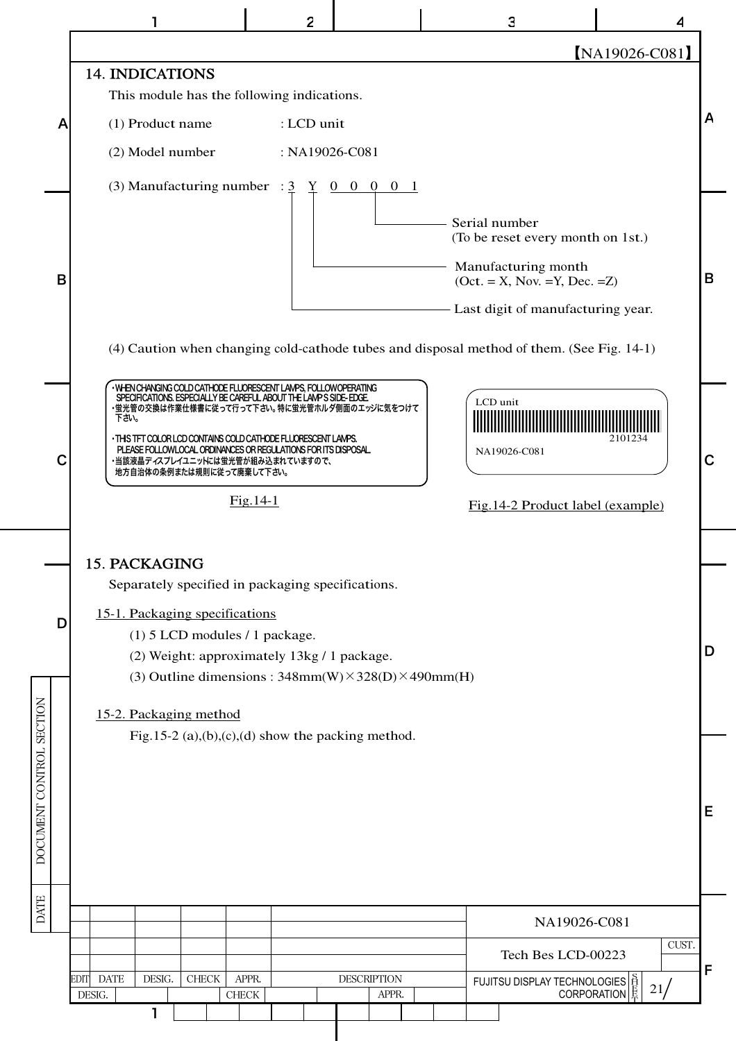【NA19026-C081】

## 14. INDICATIONS

This module has the following indications.

(1) Product name : LCD unit

(2) Model number : NA19026-C081

(3) Manufacturing number : 3 Y 0 0 0 0 1

- Serial number (To be reset every month on 1st.) — 0 0 0 0 1
- Manufacturing month (Oct. = X, Nov. =Y, Dec. =Z) — Y
- Last digit of manufacturing year. — 3

(4) Caution when changing cold-cathode tubes and disposal method of them. (See Fig. 14-1)

・WHEN CHANGING COLD CATHODE FLUORESCENT LAMPS, FOLLOW OPERATING SPECIFICATIONS. ESPECIALLY BE CAREFUL ABOUT THE LAMP'S SIDE-EDGE.
・蛍光管の交換は作業仕様書に従って行って下さい。特に蛍光管ホルダ側面のエッジに気をつけて下さい。

・THIS TFT COLOR LCD CONTAINS COLD CATHODE FLUORESCENT LAMPS. PLEASE FOLLOW LOCAL ORDINANCES OR REGULATIONS FOR ITS DISPOSAL.
・当該液晶ディスプレイユニットには蛍光管が組み込まれていますので、地方自治体の条例または規則に従って廃棄して下さい。

Fig.14-1

LCD unit
2101234
NA19026-C081

Fig.14-2 Product label (example)

## 15. PACKAGING

Separately specified in packaging specifications.

### 15-1. Packaging specifications

(1) 5 LCD modules / 1 package.

(2) Weight: approximately 13kg / 1 package.

(3) Outline dimensions : 348mm(W)×328(D)×490mm(H)

### 15-2. Packaging method

Fig.15-2 (a),(b),(c),(d) show the packing method.

NA19026-C081

Tech Bes LCD-00223

FUJITSU DISPLAY TECHNOLOGIES CORPORATION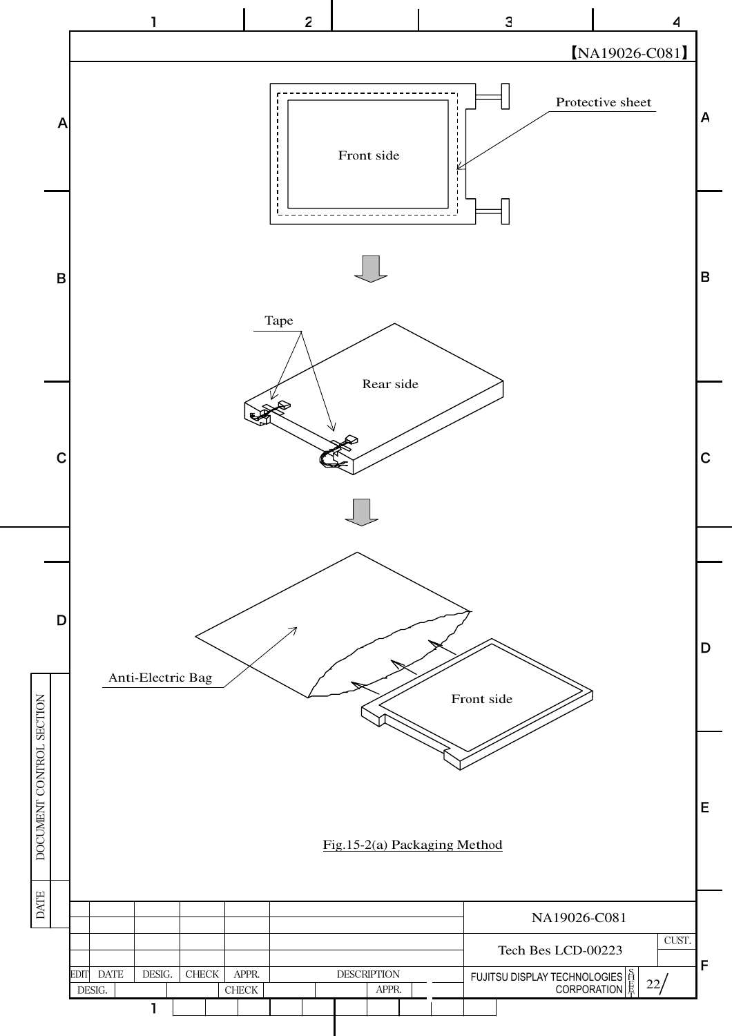【NA19026-C081】

Protective sheet

Front side

Tape

Rear side

Anti-Electric Bag

Front side

Fig.15-2(a) Packaging Method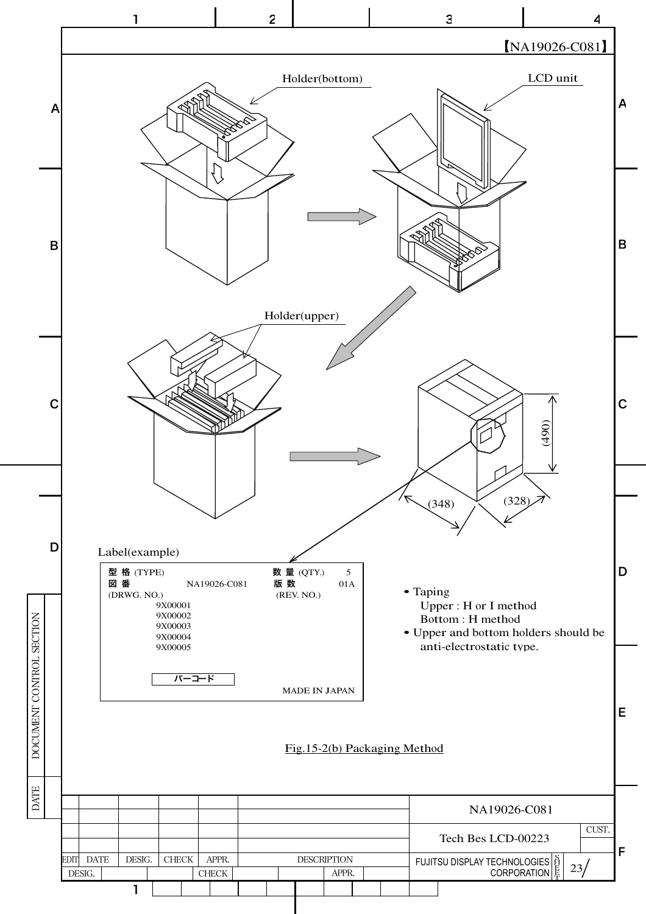【NA19026-C081】

Holder(bottom)

LCD unit

Holder(upper)

(490)

(348)

(328)

Label(example)

| 型 格 (TYPE) | | 数 量 (QTY.) | 5 |
|---|---|---|---|
| 図 番 (DRWG. NO.) | NA19026-C081 | 版 数 (REV. NO.) | 01A |
| | 9X00001 | | |
| | 9X00002 | | |
| | 9X00003 | | |
| | 9X00004 | | |
| | 9X00005 | | |
| | バーコード | | |
| | | MADE IN JAPAN | |

- Taping
  - Upper : H or I method
  - Bottom : H method
- Upper and bottom holders should be anti-electrostatic type.

Fig.15-2(b) Packaging Method

NA19026-C081

Tech Bes LCD-00223

FUJITSU DISPLAY TECHNOLOGIES CORPORATION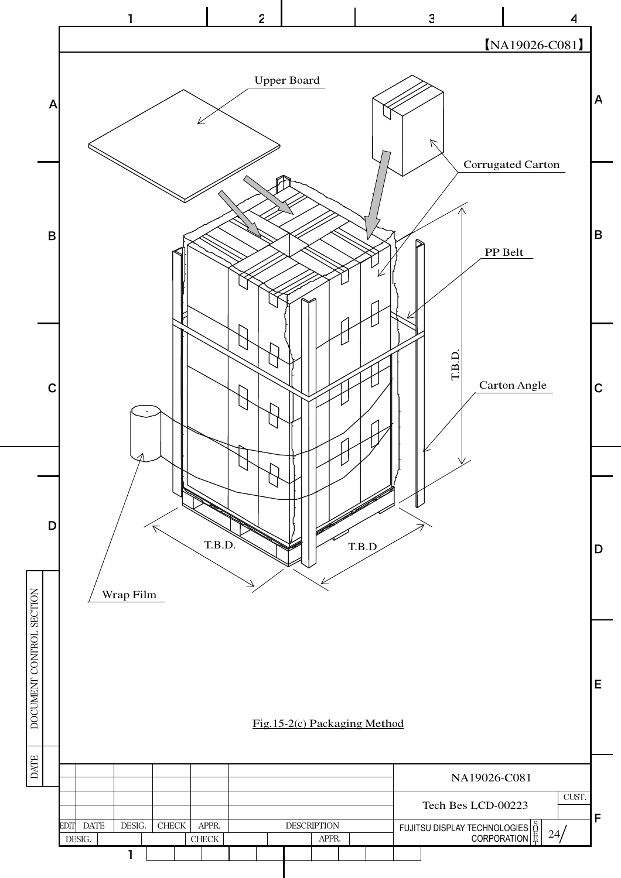【NA19026-C081】

Upper Board

Corrugated Carton

PP Belt

T.B.D.

Carton Angle

T.B.D.

T.B.D

Wrap Film

Fig.15-2(c) Packaging Method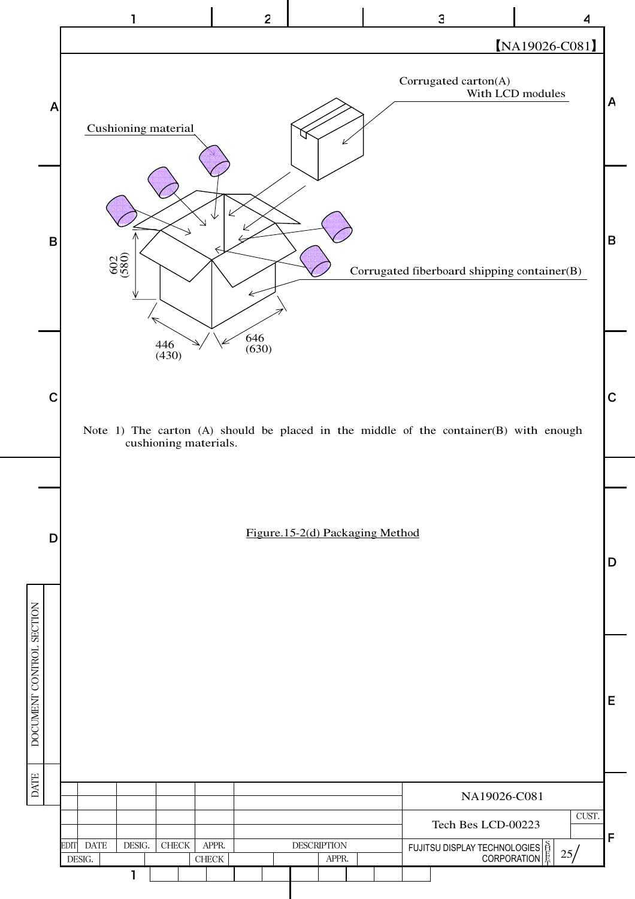【NA19026-C081】

Corrugated carton(A)
With LCD modules

Cushioning material

Corrugated fiberboard shipping container(B)

602
(580)

446
(430)

646
(630)

Note 1) The carton (A) should be placed in the middle of the container(B) with enough cushioning materials.

Figure.15-2(d) Packaging Method

| | | | | | NA19026-C081 | |
|---|---|---|---|---|---|---|
| | | | | | Tech Bes LCD-00223 | CUST. |
| EDIT DATE | DESIG. | CHECK | APPR. | DESCRIPTION | FUJITSU DISPLAY TECHNOLOGIES CORPORATION | SHEET 25/ |
| DESIG. | | CHECK | | APPR. | | |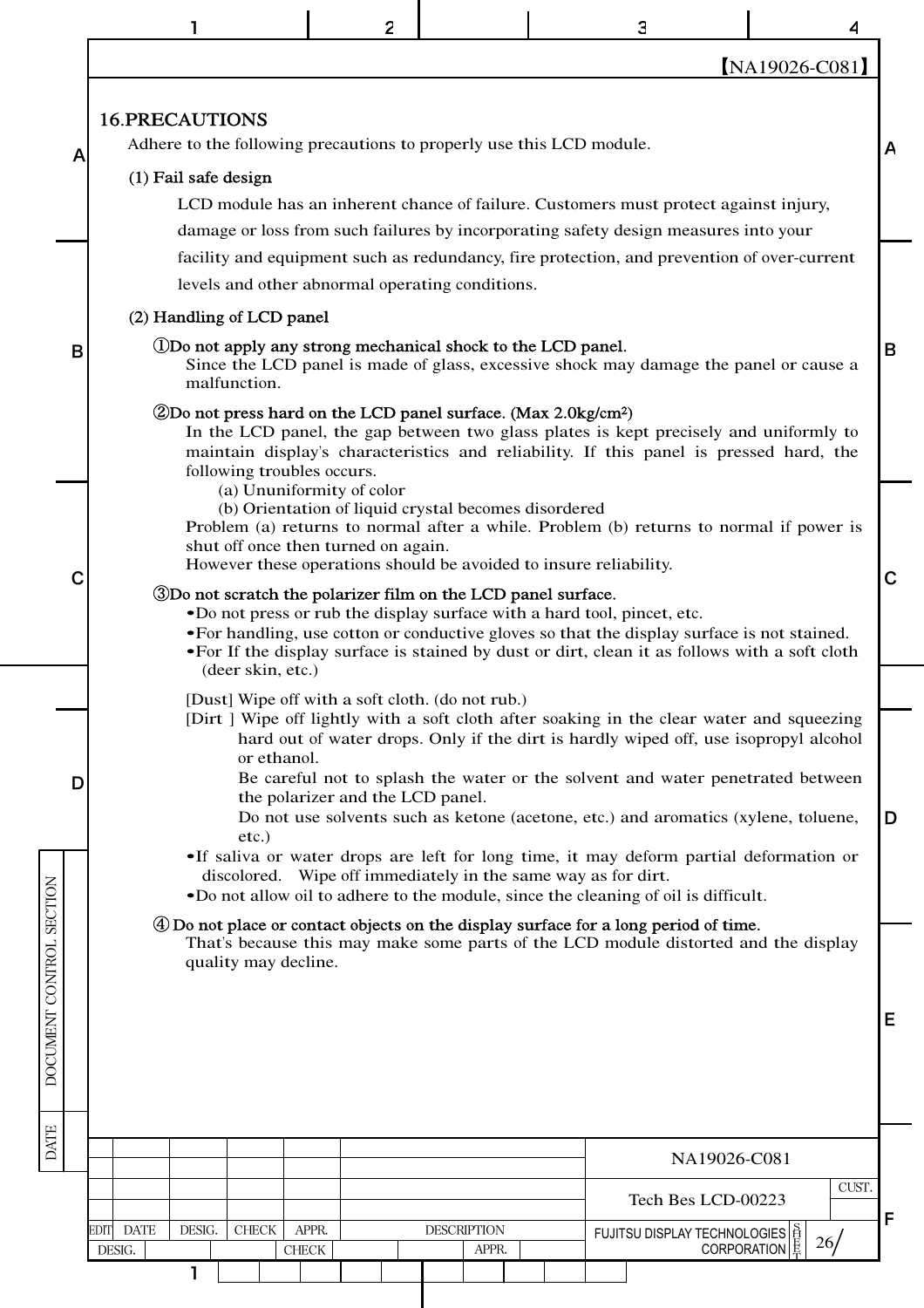## 16.PRECAUTIONS

Adhere to the following precautions to properly use this LCD module.

### (1) Fail safe design

LCD module has an inherent chance of failure. Customers must protect against injury, damage or loss from such failures by incorporating safety design measures into your facility and equipment such as redundancy, fire protection, and prevention of over-current levels and other abnormal operating conditions.

### (2) Handling of LCD panel

**①Do not apply any strong mechanical shock to the LCD panel.**

Since the LCD panel is made of glass, excessive shock may damage the panel or cause a malfunction.

**②Do not press hard on the LCD panel surface. (Max 2.0kg/cm²)**

In the LCD panel, the gap between two glass plates is kept precisely and uniformly to maintain display's characteristics and reliability. If this panel is pressed hard, the following troubles occurs.

(a) Ununiformity of color
(b) Orientation of liquid crystal becomes disordered

Problem (a) returns to normal after a while. Problem (b) returns to normal if power is shut off once then turned on again.
However these operations should be avoided to insure reliability.

**③Do not scratch the polarizer film on the LCD panel surface.**

- Do not press or rub the display surface with a hard tool, pincet, etc.
- For handling, use cotton or conductive gloves so that the display surface is not stained.
- For If the display surface is stained by dust or dirt, clean it as follows with a soft cloth (deer skin, etc.)

[Dust] Wipe off with a soft cloth. (do not rub.)

[Dirt ] Wipe off lightly with a soft cloth after soaking in the clear water and squeezing hard out of water drops. Only if the dirt is hardly wiped off, use isopropyl alcohol or ethanol.
Be careful not to splash the water or the solvent and water penetrated between the polarizer and the LCD panel.
Do not use solvents such as ketone (acetone, etc.) and aromatics (xylene, toluene, etc.)

- If saliva or water drops are left for long time, it may deform partial deformation or discolored. Wipe off immediately in the same way as for dirt.
- Do not allow oil to adhere to the module, since the cleaning of oil is difficult.

**④ Do not place or contact objects on the display surface for a long period of time.**

That's because this may make some parts of the LCD module distorted and the display quality may decline.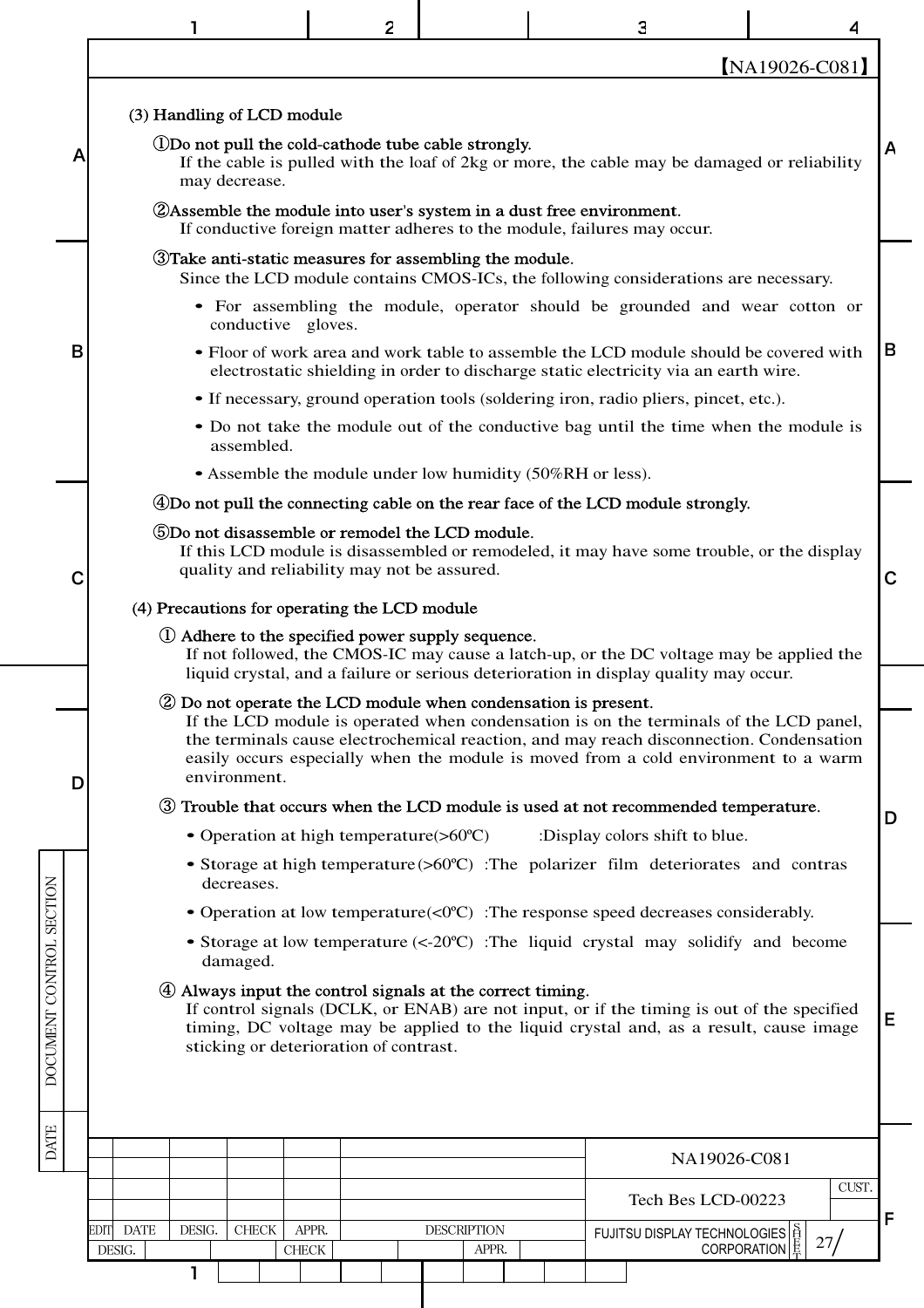**(3) Handling of LCD module**

①**Do not pull the cold-cathode tube cable strongly.**
If the cable is pulled with the loaf of 2kg or more, the cable may be damaged or reliability may decrease.

②**Assemble the module into user's system in a dust free environment.**
If conductive foreign matter adheres to the module, failures may occur.

③**Take anti-static measures for assembling the module.**
Since the LCD module contains CMOS-ICs, the following considerations are necessary.

- For assembling the module, operator should be grounded and wear cotton or conductive gloves.
- Floor of work area and work table to assemble the LCD module should be covered with electrostatic shielding in order to discharge static electricity via an earth wire.
- If necessary, ground operation tools (soldering iron, radio pliers, pincet, etc.).
- Do not take the module out of the conductive bag until the time when the module is assembled.
- Assemble the module under low humidity (50%RH or less).

④**Do not pull the connecting cable on the rear face of the LCD module strongly.**

⑤**Do not disassemble or remodel the LCD module.**
If this LCD module is disassembled or remodeled, it may have some trouble, or the display quality and reliability may not be assured.

**(4) Precautions for operating the LCD module**

① **Adhere to the specified power supply sequence.**
If not followed, the CMOS-IC may cause a latch-up, or the DC voltage may be applied the liquid crystal, and a failure or serious deterioration in display quality may occur.

② **Do not operate the LCD module when condensation is present.**
If the LCD module is operated when condensation is on the terminals of the LCD panel, the terminals cause electrochemical reaction, and may reach disconnection. Condensation easily occurs especially when the module is moved from a cold environment to a warm environment.

③ **Trouble that occurs when the LCD module is used at not recommended temperature.**

- Operation at high temperature(>60ºC) :Display colors shift to blue.
- Storage at high temperature (>60ºC) :The polarizer film deteriorates and contras decreases.
- Operation at low temperature(<0ºC) :The response speed decreases considerably.
- Storage at low temperature (<-20ºC) :The liquid crystal may solidify and become damaged.

④ **Always input the control signals at the correct timing.**
If control signals (DCLK, or ENAB) are not input, or if the timing is out of the specified timing, DC voltage may be applied to the liquid crystal and, as a result, cause image sticking or deterioration of contrast.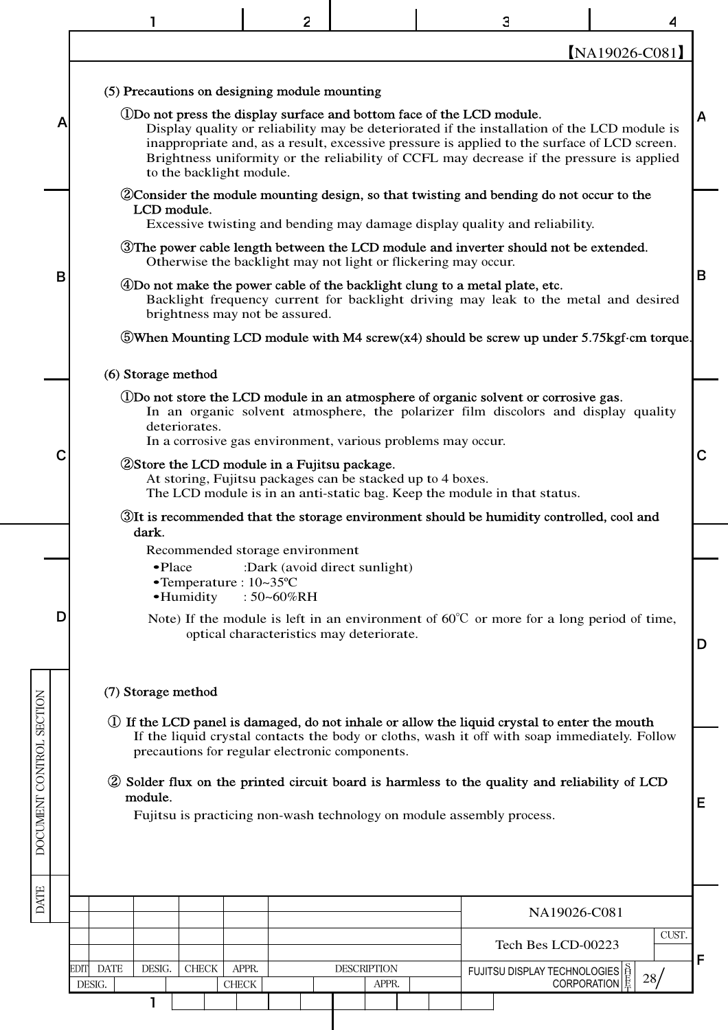### (5) Precautions on designing module mounting

**①Do not press the display surface and bottom face of the LCD module.**

Display quality or reliability may be deteriorated if the installation of the LCD module is inappropriate and, as a result, excessive pressure is applied to the surface of LCD screen. Brightness uniformity or the reliability of CCFL may decrease if the pressure is applied to the backlight module.

**②Consider the module mounting design, so that twisting and bending do not occur to the LCD module.**

Excessive twisting and bending may damage display quality and reliability.

**③The power cable length between the LCD module and inverter should not be extended.**

Otherwise the backlight may not light or flickering may occur.

**④Do not make the power cable of the backlight clung to a metal plate, etc.**

Backlight frequency current for backlight driving may leak to the metal and desired brightness may not be assured.

**⑤When Mounting LCD module with M4 screw(x4) should be screw up under 5.75kgf·cm torque.**

### (6) Storage method

**①Do not store the LCD module in an atmosphere of organic solvent or corrosive gas.**

In an organic solvent atmosphere, the polarizer film discolors and display quality deteriorates.
In a corrosive gas environment, various problems may occur.

**②Store the LCD module in a Fujitsu package.**

At storing, Fujitsu packages can be stacked up to 4 boxes.
The LCD module is in an anti-static bag. Keep the module in that status.

**③It is recommended that the storage environment should be humidity controlled, cool and dark.**

Recommended storage environment

- Place :Dark (avoid direct sunlight)
- Temperature : 10~35℃
- Humidity : 50~60%RH

Note) If the module is left in an environment of 60℃ or more for a long period of time, optical characteristics may deteriorate.

### (7) Storage method

**① If the LCD panel is damaged, do not inhale or allow the liquid crystal to enter the mouth**

If the liquid crystal contacts the body or cloths, wash it off with soap immediately. Follow precautions for regular electronic components.

**② Solder flux on the printed circuit board is harmless to the quality and reliability of LCD module.**

Fujitsu is practicing non-wash technology on module assembly process.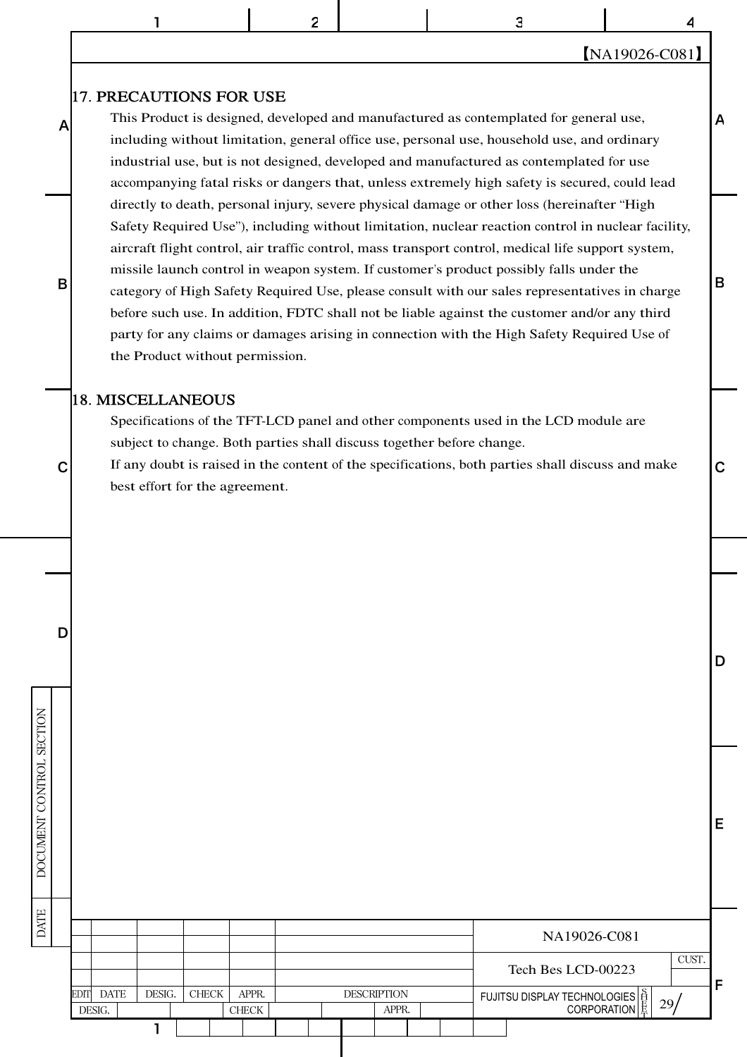## 17. PRECAUTIONS FOR USE

This Product is designed, developed and manufactured as contemplated for general use, including without limitation, general office use, personal use, household use, and ordinary industrial use, but is not designed, developed and manufactured as contemplated for use accompanying fatal risks or dangers that, unless extremely high safety is secured, could lead directly to death, personal injury, severe physical damage or other loss (hereinafter "High Safety Required Use"), including without limitation, nuclear reaction control in nuclear facility, aircraft flight control, air traffic control, mass transport control, medical life support system, missile launch control in weapon system. If customer's product possibly falls under the category of High Safety Required Use, please consult with our sales representatives in charge before such use. In addition, FDTC shall not be liable against the customer and/or any third party for any claims or damages arising in connection with the High Safety Required Use of the Product without permission.

## 18. MISCELLANEOUS

Specifications of the TFT-LCD panel and other components used in the LCD module are subject to change. Both parties shall discuss together before change.

If any doubt is raised in the content of the specifications, both parties shall discuss and make best effort for the agreement.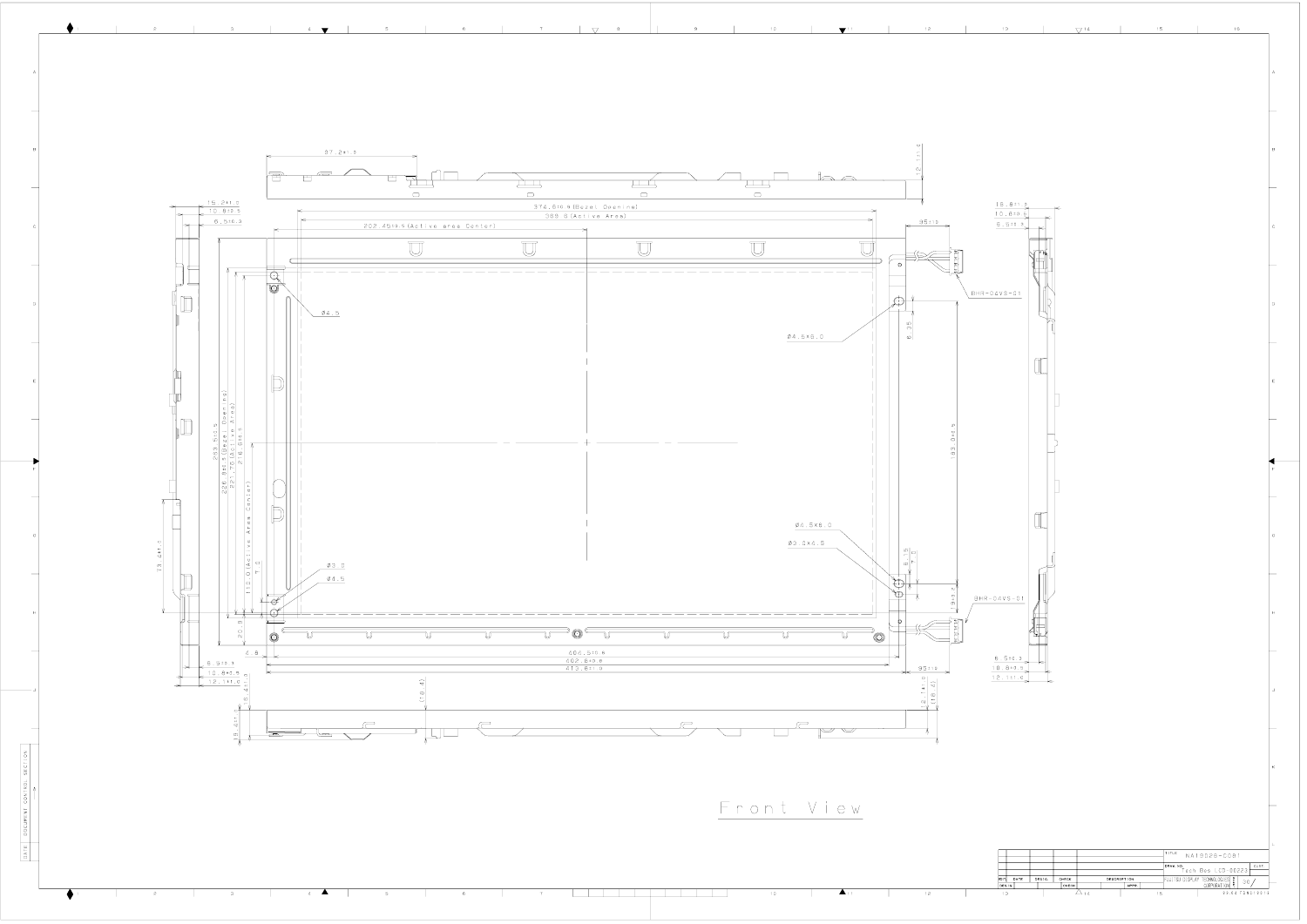Front View

| | |
|---|---|
| TITLE | NA19028-C081 |
| DRAW. NO. | Tech Bos LCD-00223 |
| | FUJITSU DISPLAY TECHNOLOGIES CORPORATION |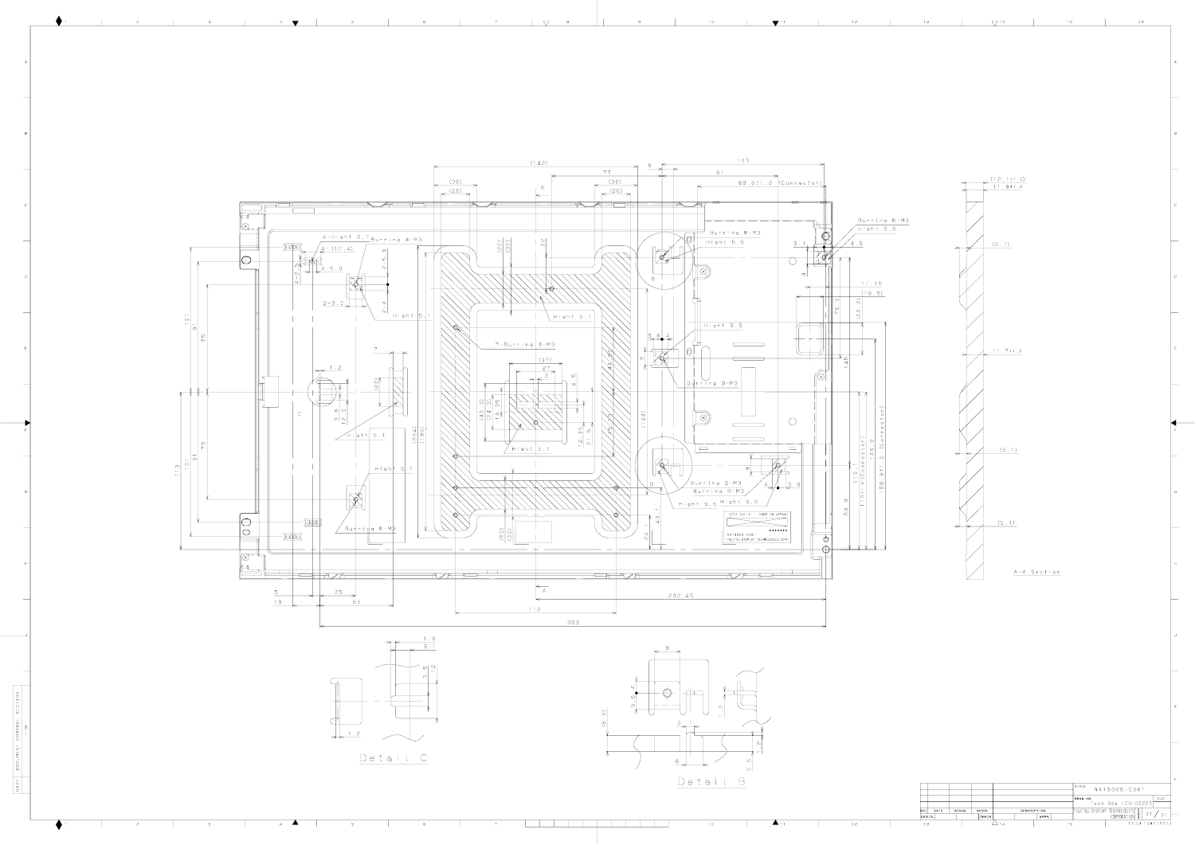(142)
77
(30)
(20)
(30)
(20)
8
113
81
89.5±1.0 (Connector)
Burring Φ-M3
Hight 5.5
Burring Φ-M3
Hight 5.5
5.1
4.8
4-Hight 2.7
Burring Φ-M3
4-(10.4)
4-5.0
2-9.0
Hight 5.1
Hight 5.1
T-Burring Φ-M3
(37)
27
Hight 5.1
Hight 5.5
Burring Φ-M3
Hight 5.1
Burring Φ-M3
Burring Φ-M3
Burring Φ-M3
Hight 5.5
Hight 5.5
11.15
(10.9)
(82.2)
145
110.1
115±1 (Connector)
140.9
58.5±1.0 (Connector)
58.9
(144)
(224)
(190)
24.1
40.1
5
19
25
51
292.45
112
353
A
A
(12.1±1.0)
11.8±1.0
(5.1)
11.7±1.0
(5.1)
(5.1)
A-A Section
1.5
5.1
1.2
Detail C
9
5.0.4
1.2
3
(5.5)
8
Detail B
LCD Unit MADE IN JAPAN
FUJITSU DISPLAY TECHNOLOGIES CORP.

| | | | | | | |
|---|---|---|---|---|---|---|
| TITLE | NA19026-C061 | | | | | |
| DRAW. NO. | Tech Box LCD-0022? | | | | | |
| | FUJITSU DISPLAY TECHNOLOGIES CORPORATION | | | | 31/31 | |
| EDT | DATE | DESIG. | CHECK | DESCRIPTION | | |
| DESIG. | | | CHECK | | APPR. | |